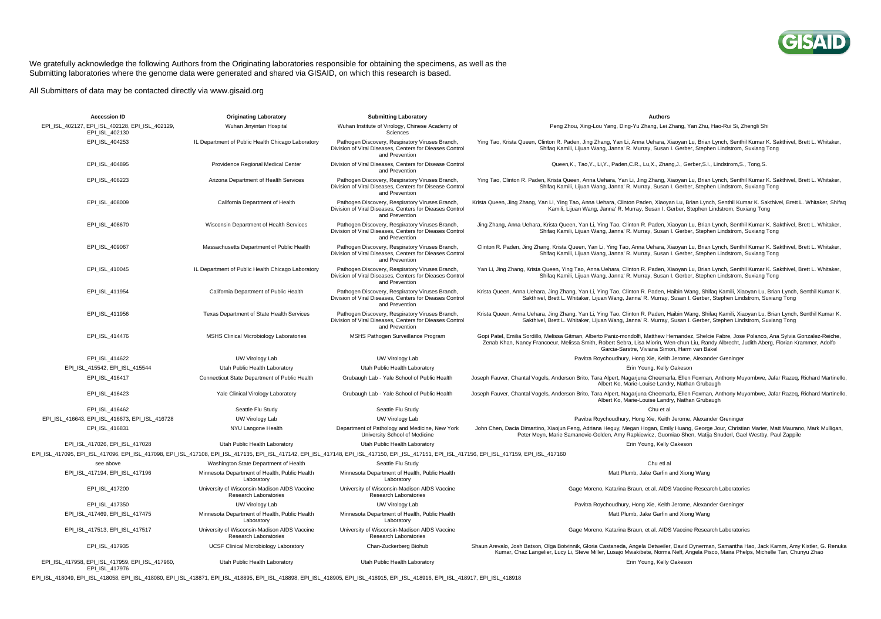We gratefully acknowledge the following Authors from the Originating laboratories responsible for obtaining the specimens, as well as the Submitting laboratories where the genome data were generated and shared via GISAID, on which this research is based.

All Submitters of data may be contacted directly via www.gisaid.org

| Accession ID | Originating Laboratory | Submitting Laboratory | Authors |
|---|---|---|---|
| EPI_ISL_402127, EPI_ISL_402128, EPI_ISL_402129, EPI_ISL_402130 | Wuhan Jinyintan Hospital | Wuhan Institute of Virology, Chinese Academy of Sciences | Peng Zhou, Xing-Lou Yang, Ding-Yu Zhang, Lei Zhang, Yan Zhu, Hao-Rui Si, Zhengli Shi |
| EPI_ISL_404253 | IL Department of Public Health Chicago Laboratory | Pathogen Discovery, Respiratory Viruses Branch, Division of Viral Diseases, Centers for Diseases Control and Prevention | Ying Tao, Krista Queen, Clinton R. Paden, Jing Zhang, Yan Li, Anna Uehara, Xiaoyan Lu, Brian Lynch, Senthil Kumar K. Sakthivel, Brett L. Whitaker, Shifaq Kamili, Lijuan Wang, Janna' R. Murray, Susan I. Gerber, Stephen Lindstrom, Suxiang Tong |
| EPI_ISL_404895 | Providence Regional Medical Center | Division of Viral Diseases, Centers for Disease Control and Prevention | Queen,K., Tao,Y., Li,Y., Paden,C.R., Lu,X., Zhang,J., Gerber,S.I., Lindstrom,S., Tong,S. |
| EPI_ISL_406223 | Arizona Department of Health Services | Pathogen Discovery, Respiratory Viruses Branch, Division of Viral Diseases, Centers for Disease Control and Prevention | Ying Tao, Clinton R. Paden, Krista Queen, Anna Uehara, Yan Li, Jing Zhang, Xiaoyan Lu, Brian Lynch, Senthil Kumar K. Sakthivel, Brett L. Whitaker, Shifaq Kamili, Lijuan Wang, Janna' R. Murray, Susan I. Gerber, Stephen Lindstrom, Suxiang Tong |
| EPI_ISL_408009 | California Department of Health | Pathogen Discovery, Respiratory Viruses Branch, Division of Viral Diseases, Centers for Diseases Control and Prevention | Krista Queen, Jing Zhang, Yan Li, Ying Tao, Anna Uehara, Clinton Paden, Xiaoyan Lu, Brian Lynch, Senthil Kumar K. Sakthivel, Brett L. Whitaker, Shifaq Kamili, Lijuan Wang, Janna' R. Murray, Susan I. Gerber, Stephen Lindstrom, Suxiang Tong |
| EPI_ISL_408670 | Wisconsin Department of Health Services | Pathogen Discovery, Respiratory Viruses Branch, Division of Viral Diseases, Centers for Diseases Control and Prevention | Jing Zhang, Anna Uehara, Krista Queen, Yan Li, Ying Tao, Clinton R. Paden, Xiaoyan Lu, Brian Lynch, Senthil Kumar K. Sakthivel, Brett L. Whitaker, Shifaq Kamili, Lijuan Wang, Janna' R. Murray, Susan I. Gerber, Stephen Lindstrom, Suxiang Tong |
| EPI_ISL_409067 | Massachusetts Department of Public Health | Pathogen Discovery, Respiratory Viruses Branch, Division of Viral Diseases, Centers for Diseases Control and Prevention | Clinton R. Paden, Jing Zhang, Krista Queen, Yan Li, Ying Tao, Anna Uehara, Xiaoyan Lu, Brian Lynch, Senthil Kumar K. Sakthivel, Brett L. Whitaker, Shifaq Kamili, Lijuan Wang, Janna' R. Murray, Susan I. Gerber, Stephen Lindstrom, Suxiang Tong |
| EPI_ISL_410045 | IL Department of Public Health Chicago Laboratory | Pathogen Discovery, Respiratory Viruses Branch, Division of Viral Diseases, Centers for Diseases Control and Prevention | Yan Li, Jing Zhang, Krista Queen, Ying Tao, Anna Uehara, Clinton R. Paden, Xiaoyan Lu, Brian Lynch, Senthil Kumar K. Sakthivel, Brett L. Whitaker, Shifaq Kamili, Lijuan Wang, Janna' R. Murray, Susan I. Gerber, Stephen Lindstrom, Suxiang Tong |
| EPI_ISL_411954 | California Department of Public Health | Pathogen Discovery, Respiratory Viruses Branch, Division of Viral Diseases, Centers for Diseases Control and Prevention | Krista Queen, Anna Uehara, Jing Zhang, Yan Li, Ying Tao, Clinton R. Paden, Haibin Wang, Shifaq Kamili, Xiaoyan Lu, Brian Lynch, Senthil Kumar K. Sakthivel, Brett L. Whitaker, Lijuan Wang, Janna' R. Murray, Susan I. Gerber, Stephen Lindstrom, Suxiang Tong |
| EPI_ISL_411956 | Texas Department of State Health Services | Pathogen Discovery, Respiratory Viruses Branch, Division of Viral Diseases, Centers for Diseases Control and Prevention | Krista Queen, Anna Uehara, Jing Zhang, Yan Li, Ying Tao, Clinton R. Paden, Haibin Wang, Shifaq Kamili, Xiaoyan Lu, Brian Lynch, Senthil Kumar K. Sakthivel, Brett L. Whitaker, Lijuan Wang, Janna' R. Murray, Susan I. Gerber, Stephen Lindstrom, Suxiang Tong |
| EPI_ISL_414476 | MSHS Clinical Microbiology Laboratories | MSHS Pathogen Surveillance Program | Gopi Patel, Emilia Sordillo, Melissa Gitman, Alberto Paniz-mondolfi, Matthew Hernandez, Shelcie Fabre, Jose Polanco, Ana Sylvia Gonzalez-Reiche, Zenab Khan, Nancy Francoeur, Melissa Smith, Robert Sebra, Lisa Miorin, Wen-chun Liu, Randy Albrecht, Judith Aberg, Florian Krammer, Adolfo Garcia-Sarstre, Viviana Simon, Harm van Bakel |
| EPI_ISL_414622 | UW Virology Lab | UW Virology Lab | Pavitra Roychoudhury, Hong Xie, Keith Jerome, Alexander Greninger |
| EPI_ISL_415542, EPI_ISL_415544 | Utah Public Health Laboratory | Utah Public Health Laboratory | Erin Young, Kelly Oakeson |
| EPI_ISL_416417 | Connecticut State Department of Public Health | Grubaugh Lab - Yale School of Public Health | Joseph Fauver, Chantal Vogels, Anderson Brito, Tara Alpert, Nagarjuna Cheemarla, Ellen Foxman, Anthony Muyombwe, Jafar Razeq, Richard Martinello, Albert Ko, Marie-Louise Landry, Nathan Grubaugh |
| EPI_ISL_416423 | Yale Clinical Virology Laboratory | Grubaugh Lab - Yale School of Public Health | Joseph Fauver, Chantal Vogels, Anderson Brito, Tara Alpert, Nagarjuna Cheemarla, Ellen Foxman, Anthony Muyombwe, Jafar Razeq, Richard Martinello, Albert Ko, Marie-Louise Landry, Nathan Grubaugh |
| EPI_ISL_416462 | Seattle Flu Study | Seattle Flu Study | Chu et al |
| EPI_ISL_416643, EPI_ISL_416673, EPI_ISL_416728 | UW Virology Lab | UW Virology Lab | Pavitra Roychoudhury, Hong Xie, Keith Jerome, Alexander Greninger |
| EPI_ISL_416831 | NYU Langone Health | Department of Pathology and Medicine, New York University School of Medicine | John Chen, Dacia Dimartino, Xiaojun Feng, Adriana Heguy, Megan Hogan, Emily Huang, George Jour, Christian Marier, Matt Maurano, Mark Mulligan, Peter Meyn, Marie Samanovic-Golden, Amy Rapkiewicz, Guomiao Shen, Matija Snuderl, Gael Westby, Paul Zappile |
| EPI_ISL_417026, EPI_ISL_417028 | Utah Public Health Laboratory | Utah Public Health Laboratory | Erin Young, Kelly Oakeson |
| EPI_ISL_417095, EPI_ISL_417096, EPI_ISL_417098, EPI_ISL_417108, EPI_ISL_417135, EPI_ISL_417142, EPI_ISL_417148, EPI_ISL_417150, EPI_ISL_417151, EPI_ISL_417156, EPI_ISL_417159, EPI_ISL_417160 | | | |
| see above | Washington State Department of Health | Seattle Flu Study | Chu etl al |
| EPI_ISL_417194, EPI_ISL_417196 | Minnesota Department of Health, Public Health Laboratory | Minnesota Department of Health, Public Health Laboratory | Matt Plumb, Jake Garfin and Xiong Wang |
| EPI_ISL_417200 | University of Wisconsin-Madison AIDS Vaccine Research Laboratories | University of Wisconsin-Madison AIDS Vaccine Research Laboratories | Gage Moreno, Katarina Braun, et al. AIDS Vaccine Research Laboratories |
| EPI_ISL_417350 | UW Virology Lab | UW Virology Lab | Pavitra Roychoudhury, Hong Xie, Keith Jerome, Alexander Greninger |
| EPI_ISL_417469, EPI_ISL_417475 | Minnesota Department of Health, Public Health Laboratory | Minnesota Department of Health, Public Health Laboratory | Matt Plumb, Jake Garfin and Xiong Wang |
| EPI_ISL_417513, EPI_ISL_417517 | University of Wisconsin-Madison AIDS Vaccine Research Laboratories | University of Wisconsin-Madison AIDS Vaccine Research Laboratories | Gage Moreno, Katarina Braun, et al. AIDS Vaccine Research Laboratories |
| EPI_ISL_417935 | UCSF Clinical Microbiology Laboratory | Chan-Zuckerberg Biohub | Shaun Arevalo, Josh Batson, Olga Botvinnik, Gloria Castaneda, Angela Detweiler, David Dynerman, Samantha Hao, Jack Kamm, Amy Kistler, G. Renuka Kumar, Chaz Langelier, Lucy Li, Steve Miller, Lusajo Mwakibete, Norma Neff, Angela Pisco, Maira Phelps, Michelle Tan, Chunyu Zhao |
| EPI_ISL_417958, EPI_ISL_417959, EPI_ISL_417960, EPI_ISL_417976 | Utah Public Health Laboratory | Utah Public Health Laboratory | Erin Young, Kelly Oakeson |
| EPI_ISL_418049, EPI_ISL_418058, EPI_ISL_418080, EPI_ISL_418871, EPI_ISL_418895, EPI_ISL_418898, EPI_ISL_418905, EPI_ISL_418915, EPI_ISL_418916, EPI_ISL_418917, EPI_ISL_418918 | | | |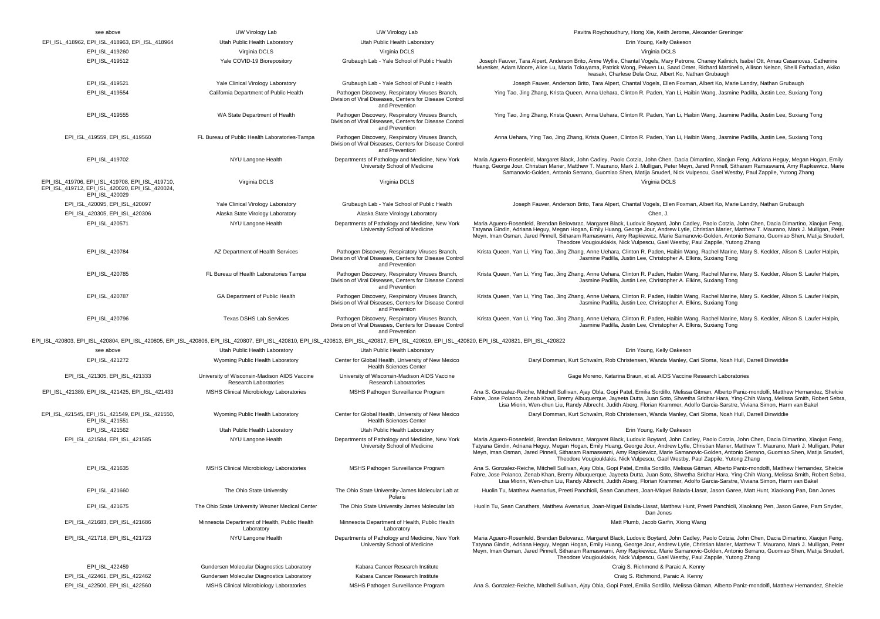| | | | |
|---|---|---|---|
| see above | UW Virology Lab | UW Virology Lab | Pavitra Roychoudhury, Hong Xie, Keith Jerome, Alexander Greninger |
| EPI_ISL_418962, EPI_ISL_418963, EPI_ISL_418964 | Utah Public Health Laboratory | Utah Public Health Laboratory | Erin Young, Kelly Oakeson |
| EPI_ISL_419260 | Virginia DCLS | Virginia DCLS | Virginia DCLS |
| EPI_ISL_419512 | Yale COVID-19 Biorepository | Grubaugh Lab - Yale School of Public Health | Joseph Fauver, Tara Alpert, Anderson Brito, Anne Wyllie, Chantal Vogels, Mary Petrone, Chaney Kalinich, Isabel Ott, Arnau Casanovas, Catherine Muenker, Adam Moore, Alice Lu, Maria Tokuyama, Patrick Wong, Peiwen Lu, Saad Omer, Richard Martinello, Allison Nelson, Shelli Farhadian, Akiko Iwasaki, Charlese Dela Cruz, Albert Ko, Nathan Grubaugh |
| EPI_ISL_419521 | Yale Clinical Virology Laboratory | Grubaugh Lab - Yale School of Public Health | Joseph Fauver, Anderson Brito, Tara Alpert, Chantal Vogels, Ellen Foxman, Albert Ko, Marie Landry, Nathan Grubaugh |
| EPI_ISL_419554 | California Department of Public Health | Pathogen Discovery, Respiratory Viruses Branch, Division of Viral Diseases, Centers for Disease Control and Prevention | Ying Tao, Jing Zhang, Krista Queen, Anna Uehara, Clinton R. Paden, Yan Li, Haibin Wang, Jasmine Padilla, Justin Lee, Suxiang Tong |
| EPI_ISL_419555 | WA State Department of Health | Pathogen Discovery, Respiratory Viruses Branch, Division of Viral Diseases, Centers for Disease Control and Prevention | Ying Tao, Jing Zhang, Krista Queen, Anna Uehara, Clinton R. Paden, Yan Li, Haibin Wang, Jasmine Padilla, Justin Lee, Suxiang Tong |
| EPI_ISL_419559, EPI_ISL_419560 | FL Bureau of Public Health Laboratories-Tampa | Pathogen Discovery, Respiratory Viruses Branch, Division of Viral Diseases, Centers for Disease Control and Prevention | Anna Uehara, Ying Tao, Jing Zhang, Krista Queen, Clinton R. Paden, Yan Li, Haibin Wang, Jasmine Padilla, Justin Lee, Suxiang Tong |
| EPI_ISL_419702 | NYU Langone Health | Departments of Pathology and Medicine, New York University School of Medicine | Maria Aguero-Rosenfeld, Margaret Black, John Cadley, Paolo Cotzia, John Chen, Dacia Dimartino, Xiaojun Feng, Adriana Heguy, Megan Hogan, Emily Huang, George Jour, Christian Marier, Matthew T. Maurano, Mark J. Mulligan, Peter Meyn, Jared Pinnell, Sitharam Ramaswami, Amy Rapkiewicz, Marie Samanovic-Golden, Antonio Serrano, Guomiao Shen, Matija Snuderl, Nick Vulpescu, Gael Westby, Paul Zappile, Yutong Zhang |
| EPI_ISL_419706, EPI_ISL_419708, EPI_ISL_419710, EPI_ISL_419712, EPI_ISL_420020, EPI_ISL_420024, EPI_ISL_420029 | Virginia DCLS | Virginia DCLS | Virginia DCLS |
| EPI_ISL_420095, EPI_ISL_420097 | Yale Clinical Virology Laboratory | Grubaugh Lab - Yale School of Public Health | Joseph Fauver, Anderson Brito, Tara Alpert, Chantal Vogels, Ellen Foxman, Albert Ko, Marie Landry, Nathan Grubaugh |
| EPI_ISL_420305, EPI_ISL_420306 | Alaska State Virology Laboratory | Alaska State Virology Laboratory | Chen, J. |
| EPI_ISL_420571 | NYU Langone Health | Departments of Pathology and Medicine, New York University School of Medicine | Maria Aguero-Rosenfeld, Brendan Belovarac, Margaret Black, Ludovic Boytard, John Cadley, Paolo Cotzia, John Chen, Dacia Dimartino, Xiaojun Feng, Tatyana Gindin, Adriana Heguy, Megan Hogan, Emily Huang, George Jour, Andrew Lytle, Christian Marier, Matthew T. Maurano, Mark J. Mulligan, Peter Meyn, Iman Osman, Jared Pinnell, Sitharam Ramaswami, Amy Rapkiewicz, Marie Samanovic-Golden, Antonio Serrano, Guomiao Shen, Matija Snuderl, Theodore Vougiouklakis, Nick Vulpescu, Gael Westby, Paul Zappile, Yutong Zhang |
| EPI_ISL_420784 | AZ Department of Health Services | Pathogen Discovery, Respiratory Viruses Branch, Division of Viral Diseases, Centers for Disease Control and Prevention | Krista Queen, Yan Li, Ying Tao, Jing Zhang, Anne Uehara, Clinton R. Paden, Haibin Wang, Rachel Marine, Mary S. Keckler, Alison S. Laufer Halpin, Jasmine Padilla, Justin Lee, Christopher A. Elkins, Suxiang Tong |
| EPI_ISL_420785 | FL Bureau of Health Laboratories Tampa | Pathogen Discovery, Respiratory Viruses Branch, Division of Viral Diseases, Centers for Disease Control and Prevention | Krista Queen, Yan Li, Ying Tao, Jing Zhang, Anne Uehara, Clinton R. Paden, Haibin Wang, Rachel Marine, Mary S. Keckler, Alison S. Laufer Halpin, Jasmine Padilla, Justin Lee, Christopher A. Elkins, Suxiang Tong |
| EPI_ISL_420787 | GA Department of Public Health | Pathogen Discovery, Respiratory Viruses Branch, Division of Viral Diseases, Centers for Disease Control and Prevention | Krista Queen, Yan Li, Ying Tao, Jing Zhang, Anne Uehara, Clinton R. Paden, Haibin Wang, Rachel Marine, Mary S. Keckler, Alison S. Laufer Halpin, Jasmine Padilla, Justin Lee, Christopher A. Elkins, Suxiang Tong |
| EPI_ISL_420796 | Texas DSHS Lab Services | Pathogen Discovery, Respiratory Viruses Branch, Division of Viral Diseases, Centers for Disease Control and Prevention | Krista Queen, Yan Li, Ying Tao, Jing Zhang, Anne Uehara, Clinton R. Paden, Haibin Wang, Rachel Marine, Mary S. Keckler, Alison S. Laufer Halpin, Jasmine Padilla, Justin Lee, Christopher A. Elkins, Suxiang Tong |
| EPI_ISL_420803, EPI_ISL_420804, EPI_ISL_420805, EPI_ISL_420806, EPI_ISL_420807, EPI_ISL_420810, EPI_ISL_420813, EPI_ISL_420817, EPI_ISL_420819, EPI_ISL_420820, EPI_ISL_420821, EPI_ISL_420822 | | | |
| see above | Utah Public Health Laboratory | Utah Public Health Laboratory | Erin Young, Kelly Oakeson |
| EPI_ISL_421272 | Wyoming Public Health Laboratory | Center for Global Health, University of New Mexico Health Sciences Center | Daryl Domman, Kurt Schwalm, Rob Christensen, Wanda Manley, Cari Sloma, Noah Hull, Darrell Dinwiddie |
| EPI_ISL_421305, EPI_ISL_421333 | University of Wisconsin-Madison AIDS Vaccine Research Laboratories | University of Wisconsin-Madison AIDS Vaccine Research Laboratories | Gage Moreno, Katarina Braun, et al. AIDS Vaccine Research Laboratories |
| EPI_ISL_421389, EPI_ISL_421425, EPI_ISL_421433 | MSHS Clinical Microbiology Laboratories | MSHS Pathogen Surveillance Program | Ana S. Gonzalez-Reiche, Mitchell Sullivan, Ajay Obla, Gopi Patel, Emilia Sordillo, Melissa Gitman, Alberto Paniz-mondolfi, Matthew Hernandez, Shelcie Fabre, Jose Polanco, Zenab Khan, Bremy Albuquerque, Jayeeta Dutta, Juan Soto, Shwetha Sridhar Hara, Ying-Chih Wang, Melissa Smith, Robert Sebra, Lisa Miorin, Wen-chun Liu, Randy Albrecht, Judith Aberg, Florian Krammer, Adolfo Garcia-Sarstre, Viviana Simon, Harm van Bakel |
| EPI_ISL_421545, EPI_ISL_421549, EPI_ISL_421550, EPI_ISL_421551 | Wyoming Public Health Laboratory | Center for Global Health, University of New Mexico Health Sciences Center | Daryl Domman, Kurt Schwalm, Rob Christensen, Wanda Manley, Cari Sloma, Noah Hull, Darrell Dinwiddie |
| EPI_ISL_421562 | Utah Public Health Laboratory | Utah Public Health Laboratory | Erin Young, Kelly Oakeson |
| EPI_ISL_421584, EPI_ISL_421585 | NYU Langone Health | Departments of Pathology and Medicine, New York University School of Medicine | Maria Aguero-Rosenfeld, Brendan Belovarac, Margaret Black, Ludovic Boytard, John Cadley, Paolo Cotzia, John Chen, Dacia Dimartino, Xiaojun Feng, Tatyana Gindin, Adriana Heguy, Megan Hogan, Emily Huang, George Jour, Andrew Lytle, Christian Marier, Matthew T. Maurano, Mark J. Mulligan, Peter Meyn, Iman Osman, Jared Pinnell, Sitharam Ramaswami, Amy Rapkiewicz, Marie Samanovic-Golden, Antonio Serrano, Guomiao Shen, Matija Snuderl, Theodore Vougiouklakis, Nick Vulpescu, Gael Westby, Paul Zappile, Yutong Zhang |
| EPI_ISL_421635 | MSHS Clinical Microbiology Laboratories | MSHS Pathogen Surveillance Program | Ana S. Gonzalez-Reiche, Mitchell Sullivan, Ajay Obla, Gopi Patel, Emilia Sordillo, Melissa Gitman, Alberto Paniz-mondolfi, Matthew Hernandez, Shelcie Fabre, Jose Polanco, Zenab Khan, Bremy Albuquerque, Jayeeta Dutta, Juan Soto, Shwetha Sridhar Hara, Ying-Chih Wang, Melissa Smith, Robert Sebra, Lisa Miorin, Wen-chun Liu, Randy Albrecht, Judith Aberg, Florian Krammer, Adolfo Garcia-Sarstre, Viviana Simon, Harm van Bakel |
| EPI_ISL_421660 | The Ohio State University | The Ohio State University-James Molecular Lab at Polaris | Huolin Tu, Matthew Avenarius, Preeti Panchioli, Sean Caruthers, Joan-Miquel Balada-Llasat, Jason Garee, Matt Hunt, Xiaokang Pan, Dan Jones |
| EPI_ISL_421675 | The Ohio State University Wexner Medical Center | The Ohio State University James Molecular lab | Huolin Tu, Sean Caruthers, Matthew Avenarius, Joan-Miquel Balada-Llasat, Matthew Hunt, Preeti Panchioli, Xiaokang Pen, Jason Garee, Pam Snyder, Dan Jones |
| EPI_ISL_421683, EPI_ISL_421686 | Minnesota Department of Health, Public Health Laboratory | Minnesota Department of Health, Public Health Laboratory | Matt Plumb, Jacob Garfin, Xiong Wang |
| EPI_ISL_421718, EPI_ISL_421723 | NYU Langone Health | Departments of Pathology and Medicine, New York University School of Medicine | Maria Aguero-Rosenfeld, Brendan Belovarac, Margaret Black, Ludovic Boytard, John Cadley, Paolo Cotzia, John Chen, Dacia Dimartino, Xiaojun Feng, Tatyana Gindin, Adriana Heguy, Megan Hogan, Emily Huang, George Jour, Andrew Lytle, Christian Marier, Matthew T. Maurano, Mark J. Mulligan, Peter Meyn, Iman Osman, Jared Pinnell, Sitharam Ramaswami, Amy Rapkiewicz, Marie Samanovic-Golden, Antonio Serrano, Guomiao Shen, Matija Snuderl, Theodore Vougiouklakis, Nick Vulpescu, Gael Westby, Paul Zappile, Yutong Zhang |
| EPI_ISL_422459 | Gundersen Molecular Diagnostics Laboratory | Kabara Cancer Research Institute | Craig S. Richmond & Paraic A. Kenny |
| EPI_ISL_422461, EPI_ISL_422462 | Gundersen Molecular Diagnostics Laboratory | Kabara Cancer Research Institute | Craig S. Richmond, Paraic A. Kenny |
| EPI_ISL_422500, EPI_ISL_422560 | MSHS Clinical Microbiology Laboratories | MSHS Pathogen Surveillance Program | Ana S. Gonzalez-Reiche, Mitchell Sullivan, Ajay Obla, Gopi Patel, Emilia Sordillo, Melissa Gitman, Alberto Paniz-mondolfi, Matthew Hernandez, Shelcie |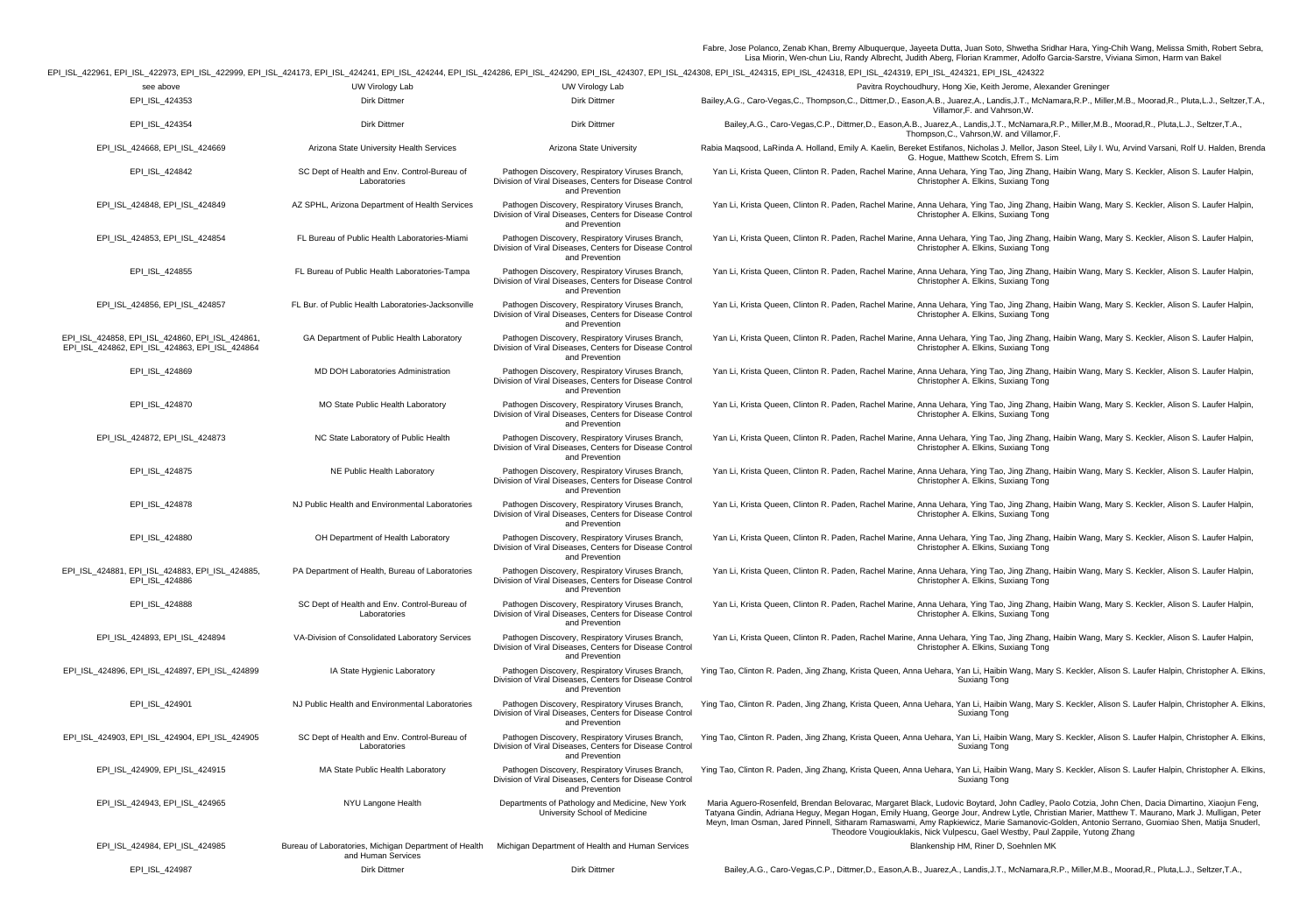| | | | Fabre, Jose Polanco, Zenab Khan, Bremy Albuquerque, Jayeeta Dutta, Juan Soto, Shwetha Sridhar Hara, Ying-Chih Wang, Melissa Smith, Robert Sebra, Lisa Miorin, Wen-chun Liu, Randy Albrecht, Judith Aberg, Florian Krammer, Adolfo Garcia-Sarstre, Viviana Simon, Harm van Bakel |
|---|---|---|---|
| EPI_ISL_422961, EPI_ISL_422973, EPI_ISL_422999, EPI_ISL_424173, EPI_ISL_424241, EPI_ISL_424244, EPI_ISL_424286, EPI_ISL_424290, EPI_ISL_424307, EPI_ISL_424308, EPI_ISL_424315, EPI_ISL_424318, EPI_ISL_424319, EPI_ISL_424321, EPI_ISL_424322 | | | |
| see above | UW Virology Lab | UW Virology Lab | Pavitra Roychoudhury, Hong Xie, Keith Jerome, Alexander Greninger |
| EPI_ISL_424353 | Dirk Dittmer | Dirk Dittmer | Bailey,A.G., Caro-Vegas,C., Thompson,C., Dittmer,D., Eason,A.B., Juarez,A., Landis,J.T., McNamara,R.P., Miller,M.B., Moorad,R., Pluta,L.J., Seltzer,T.A., Villamor,F. and Vahrson,W. |
| EPI_ISL_424354 | Dirk Dittmer | Dirk Dittmer | Bailey,A.G., Caro-Vegas,C.P., Dittmer,D., Eason,A.B., Juarez,A., Landis,J.T., McNamara,R.P., Miller,M.B., Moorad,R., Pluta,L.J., Seltzer,T.A., Thompson,C., Vahrson,W. and Villamor,F. |
| EPI_ISL_424668, EPI_ISL_424669 | Arizona State University Health Services | Arizona State University | Rabia Maqsood, LaRinda A. Holland, Emily A. Kaelin, Bereket Estifanos, Nicholas J. Mellor, Jason Steel, Lily I. Wu, Arvind Varsani, Rolf U. Halden, Brenda G. Hogue, Matthew Scotch, Efrem S. Lim |
| EPI_ISL_424842 | SC Dept of Health and Env. Control-Bureau of Laboratories | Pathogen Discovery, Respiratory Viruses Branch, Division of Viral Diseases, Centers for Disease Control and Prevention | Yan Li, Krista Queen, Clinton R. Paden, Rachel Marine, Anna Uehara, Ying Tao, Jing Zhang, Haibin Wang, Mary S. Keckler, Alison S. Laufer Halpin, Christopher A. Elkins, Suxiang Tong |
| EPI_ISL_424848, EPI_ISL_424849 | AZ SPHL, Arizona Department of Health Services | Pathogen Discovery, Respiratory Viruses Branch, Division of Viral Diseases, Centers for Disease Control and Prevention | Yan Li, Krista Queen, Clinton R. Paden, Rachel Marine, Anna Uehara, Ying Tao, Jing Zhang, Haibin Wang, Mary S. Keckler, Alison S. Laufer Halpin, Christopher A. Elkins, Suxiang Tong |
| EPI_ISL_424853, EPI_ISL_424854 | FL Bureau of Public Health Laboratories-Miami | Pathogen Discovery, Respiratory Viruses Branch, Division of Viral Diseases, Centers for Disease Control and Prevention | Yan Li, Krista Queen, Clinton R. Paden, Rachel Marine, Anna Uehara, Ying Tao, Jing Zhang, Haibin Wang, Mary S. Keckler, Alison S. Laufer Halpin, Christopher A. Elkins, Suxiang Tong |
| EPI_ISL_424855 | FL Bureau of Public Health Laboratories-Tampa | Pathogen Discovery, Respiratory Viruses Branch, Division of Viral Diseases, Centers for Disease Control and Prevention | Yan Li, Krista Queen, Clinton R. Paden, Rachel Marine, Anna Uehara, Ying Tao, Jing Zhang, Haibin Wang, Mary S. Keckler, Alison S. Laufer Halpin, Christopher A. Elkins, Suxiang Tong |
| EPI_ISL_424856, EPI_ISL_424857 | FL Bur. of Public Health Laboratories-Jacksonville | Pathogen Discovery, Respiratory Viruses Branch, Division of Viral Diseases, Centers for Disease Control and Prevention | Yan Li, Krista Queen, Clinton R. Paden, Rachel Marine, Anna Uehara, Ying Tao, Jing Zhang, Haibin Wang, Mary S. Keckler, Alison S. Laufer Halpin, Christopher A. Elkins, Suxiang Tong |
| EPI_ISL_424858, EPI_ISL_424860, EPI_ISL_424861, EPI_ISL_424862, EPI_ISL_424863, EPI_ISL_424864 | GA Department of Public Health Laboratory | Pathogen Discovery, Respiratory Viruses Branch, Division of Viral Diseases, Centers for Disease Control and Prevention | Yan Li, Krista Queen, Clinton R. Paden, Rachel Marine, Anna Uehara, Ying Tao, Jing Zhang, Haibin Wang, Mary S. Keckler, Alison S. Laufer Halpin, Christopher A. Elkins, Suxiang Tong |
| EPI_ISL_424869 | MD DOH Laboratories Administration | Pathogen Discovery, Respiratory Viruses Branch, Division of Viral Diseases, Centers for Disease Control and Prevention | Yan Li, Krista Queen, Clinton R. Paden, Rachel Marine, Anna Uehara, Ying Tao, Jing Zhang, Haibin Wang, Mary S. Keckler, Alison S. Laufer Halpin, Christopher A. Elkins, Suxiang Tong |
| EPI_ISL_424870 | MO State Public Health Laboratory | Pathogen Discovery, Respiratory Viruses Branch, Division of Viral Diseases, Centers for Disease Control and Prevention | Yan Li, Krista Queen, Clinton R. Paden, Rachel Marine, Anna Uehara, Ying Tao, Jing Zhang, Haibin Wang, Mary S. Keckler, Alison S. Laufer Halpin, Christopher A. Elkins, Suxiang Tong |
| EPI_ISL_424872, EPI_ISL_424873 | NC State Laboratory of Public Health | Pathogen Discovery, Respiratory Viruses Branch, Division of Viral Diseases, Centers for Disease Control and Prevention | Yan Li, Krista Queen, Clinton R. Paden, Rachel Marine, Anna Uehara, Ying Tao, Jing Zhang, Haibin Wang, Mary S. Keckler, Alison S. Laufer Halpin, Christopher A. Elkins, Suxiang Tong |
| EPI_ISL_424875 | NE Public Health Laboratory | Pathogen Discovery, Respiratory Viruses Branch, Division of Viral Diseases, Centers for Disease Control and Prevention | Yan Li, Krista Queen, Clinton R. Paden, Rachel Marine, Anna Uehara, Ying Tao, Jing Zhang, Haibin Wang, Mary S. Keckler, Alison S. Laufer Halpin, Christopher A. Elkins, Suxiang Tong |
| EPI_ISL_424878 | NJ Public Health and Environmental Laboratories | Pathogen Discovery, Respiratory Viruses Branch, Division of Viral Diseases, Centers for Disease Control and Prevention | Yan Li, Krista Queen, Clinton R. Paden, Rachel Marine, Anna Uehara, Ying Tao, Jing Zhang, Haibin Wang, Mary S. Keckler, Alison S. Laufer Halpin, Christopher A. Elkins, Suxiang Tong |
| EPI_ISL_424880 | OH Department of Health Laboratory | Pathogen Discovery, Respiratory Viruses Branch, Division of Viral Diseases, Centers for Disease Control and Prevention | Yan Li, Krista Queen, Clinton R. Paden, Rachel Marine, Anna Uehara, Ying Tao, Jing Zhang, Haibin Wang, Mary S. Keckler, Alison S. Laufer Halpin, Christopher A. Elkins, Suxiang Tong |
| EPI_ISL_424881, EPI_ISL_424883, EPI_ISL_424885, EPI_ISL_424886 | PA Department of Health, Bureau of Laboratories | Pathogen Discovery, Respiratory Viruses Branch, Division of Viral Diseases, Centers for Disease Control and Prevention | Yan Li, Krista Queen, Clinton R. Paden, Rachel Marine, Anna Uehara, Ying Tao, Jing Zhang, Haibin Wang, Mary S. Keckler, Alison S. Laufer Halpin, Christopher A. Elkins, Suxiang Tong |
| EPI_ISL_424888 | SC Dept of Health and Env. Control-Bureau of Laboratories | Pathogen Discovery, Respiratory Viruses Branch, Division of Viral Diseases, Centers for Disease Control and Prevention | Yan Li, Krista Queen, Clinton R. Paden, Rachel Marine, Anna Uehara, Ying Tao, Jing Zhang, Haibin Wang, Mary S. Keckler, Alison S. Laufer Halpin, Christopher A. Elkins, Suxiang Tong |
| EPI_ISL_424893, EPI_ISL_424894 | VA-Division of Consolidated Laboratory Services | Pathogen Discovery, Respiratory Viruses Branch, Division of Viral Diseases, Centers for Disease Control and Prevention | Yan Li, Krista Queen, Clinton R. Paden, Rachel Marine, Anna Uehara, Ying Tao, Jing Zhang, Haibin Wang, Mary S. Keckler, Alison S. Laufer Halpin, Christopher A. Elkins, Suxiang Tong |
| EPI_ISL_424896, EPI_ISL_424897, EPI_ISL_424899 | IA State Hygienic Laboratory | Pathogen Discovery, Respiratory Viruses Branch, Division of Viral Diseases, Centers for Disease Control and Prevention | Ying Tao, Clinton R. Paden, Jing Zhang, Krista Queen, Anna Uehara, Yan Li, Haibin Wang, Mary S. Keckler, Alison S. Laufer Halpin, Christopher A. Elkins, Suxiang Tong |
| EPI_ISL_424901 | NJ Public Health and Environmental Laboratories | Pathogen Discovery, Respiratory Viruses Branch, Division of Viral Diseases, Centers for Disease Control and Prevention | Ying Tao, Clinton R. Paden, Jing Zhang, Krista Queen, Anna Uehara, Yan Li, Haibin Wang, Mary S. Keckler, Alison S. Laufer Halpin, Christopher A. Elkins, Suxiang Tong |
| EPI_ISL_424903, EPI_ISL_424904, EPI_ISL_424905 | SC Dept of Health and Env. Control-Bureau of Laboratories | Pathogen Discovery, Respiratory Viruses Branch, Division of Viral Diseases, Centers for Disease Control and Prevention | Ying Tao, Clinton R. Paden, Jing Zhang, Krista Queen, Anna Uehara, Yan Li, Haibin Wang, Mary S. Keckler, Alison S. Laufer Halpin, Christopher A. Elkins, Suxiang Tong |
| EPI_ISL_424909, EPI_ISL_424915 | MA State Public Health Laboratory | Pathogen Discovery, Respiratory Viruses Branch, Division of Viral Diseases, Centers for Disease Control and Prevention | Ying Tao, Clinton R. Paden, Jing Zhang, Krista Queen, Anna Uehara, Yan Li, Haibin Wang, Mary S. Keckler, Alison S. Laufer Halpin, Christopher A. Elkins, Suxiang Tong |
| EPI_ISL_424943, EPI_ISL_424965 | NYU Langone Health | Departments of Pathology and Medicine, New York University School of Medicine | Maria Aguero-Rosenfeld, Brendan Belovarac, Margaret Black, Ludovic Boytard, John Cadley, Paolo Cotzia, John Chen, Dacia Dimartino, Xiaojun Feng, Tatyana Gindin, Adriana Heguy, Megan Hogan, Emily Huang, George Jour, Andrew Lytle, Christian Marier, Matthew T. Maurano, Mark J. Mulligan, Peter Meyn, Iman Osman, Jared Pinnell, Sitharam Ramaswami, Amy Rapkiewicz, Marie Samanovic-Golden, Antonio Serrano, Guomiao Shen, Matija Snuderl, Theodore Vougiouklakis, Nick Vulpescu, Gael Westby, Paul Zappile, Yutong Zhang |
| EPI_ISL_424984, EPI_ISL_424985 | Bureau of Laboratories, Michigan Department of Health and Human Services | Michigan Department of Health and Human Services | Blankenship HM, Riner D, Soehnlen MK |
| EPI_ISL_424987 | Dirk Dittmer | Dirk Dittmer | Bailey,A.G., Caro-Vegas,C.P., Dittmer,D., Eason,A.B., Juarez,A., Landis,J.T., McNamara,R.P., Miller,M.B., Moorad,R., Pluta,L.J., Seltzer,T.A., |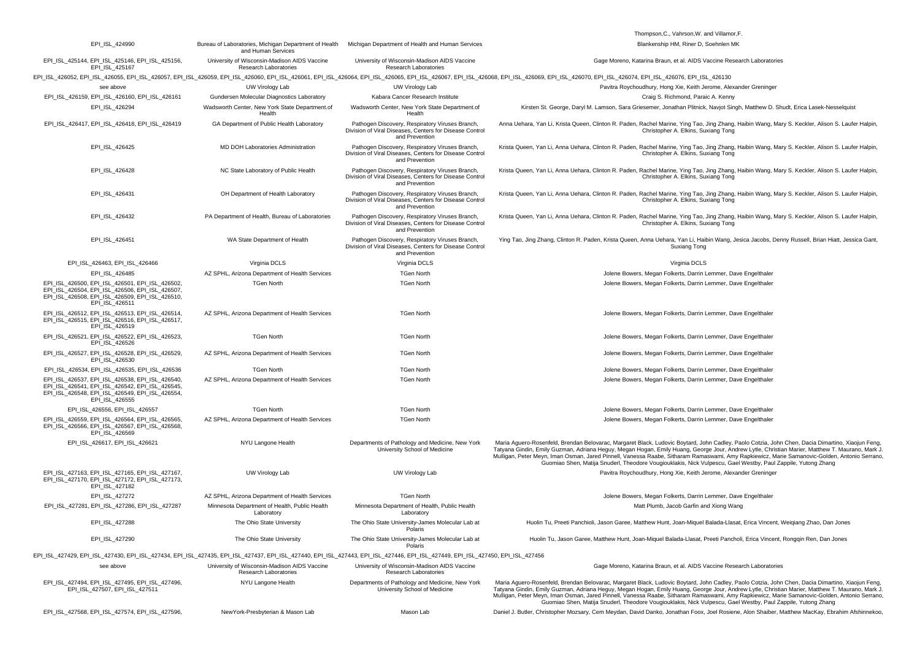| | | | Thompson,C., Vahrson,W. and Villamor,F. |
|---|---|---|---|
| EPI_ISL_424990 | Bureau of Laboratories, Michigan Department of Health and Human Services | Michigan Department of Health and Human Services | Blankenship HM, Riner D, Soehnlen MK |
| EPI_ISL_425144, EPI_ISL_425146, EPI_ISL_425156, EPI_ISL_425167 | University of Wisconsin-Madison AIDS Vaccine Research Laboratories | University of Wisconsin-Madison AIDS Vaccine Research Laboratories | Gage Moreno, Katarina Braun, et al. AIDS Vaccine Research Laboratories |
| EPI_ISL_426052, EPI_ISL_426055, EPI_ISL_426057, EPI_ISL_426059, EPI_ISL_426060, EPI_ISL_426061, EPI_ISL_426064, EPI_ISL_426065, EPI_ISL_426067, EPI_ISL_426068, EPI_ISL_426069, EPI_ISL_426070, EPI_ISL_426074, EPI_ISL_426076, EPI_ISL_426130 | | | |
| see above | UW Virology Lab | UW Virology Lab | Pavitra Roychoudhury, Hong Xie, Keith Jerome, Alexander Greninger |
| EPI_ISL_426159, EPI_ISL_426160, EPI_ISL_426161 | Gundersen Molecular Diagnostics Laboratory | Kabara Cancer Research Institute | Craig S. Richmond, Paraic A. Kenny |
| EPI_ISL_426294 | Wadsworth Center, New York State Department of Health | Wadsworth Center, New York State Department of Health | Kirsten St. George, Daryl M. Lamson, Sara Griesemer, Jonathan Plitnick, Navjot Singh, Matthew D. Shudt, Erica Lasek-Nesselquist |
| EPI_ISL_426417, EPI_ISL_426418, EPI_ISL_426419 | GA Department of Public Health Laboratory | Pathogen Discovery, Respiratory Viruses Branch, Division of Viral Diseases, Centers for Disease Control and Prevention | Anna Uehara, Yan Li, Krista Queen, Clinton R. Paden, Rachel Marine, Ying Tao, Jing Zhang, Haibin Wang, Mary S. Keckler, Alison S. Laufer Halpin, Christopher A. Elkins, Suxiang Tong |
| EPI_ISL_426425 | MD DOH Laboratories Administration | Pathogen Discovery, Respiratory Viruses Branch, Division of Viral Diseases, Centers for Disease Control and Prevention | Krista Queen, Yan Li, Anna Uehara, Clinton R. Paden, Rachel Marine, Ying Tao, Jing Zhang, Haibin Wang, Mary S. Keckler, Alison S. Laufer Halpin, Christopher A. Elkins, Suxiang Tong |
| EPI_ISL_426428 | NC State Laboratory of Public Health | Pathogen Discovery, Respiratory Viruses Branch, Division of Viral Diseases, Centers for Disease Control and Prevention | Krista Queen, Yan Li, Anna Uehara, Clinton R. Paden, Rachel Marine, Ying Tao, Jing Zhang, Haibin Wang, Mary S. Keckler, Alison S. Laufer Halpin, Christopher A. Elkins, Suxiang Tong |
| EPI_ISL_426431 | OH Department of Health Laboratory | Pathogen Discovery, Respiratory Viruses Branch, Division of Viral Diseases, Centers for Disease Control and Prevention | Krista Queen, Yan Li, Anna Uehara, Clinton R. Paden, Rachel Marine, Ying Tao, Jing Zhang, Haibin Wang, Mary S. Keckler, Alison S. Laufer Halpin, Christopher A. Elkins, Suxiang Tong |
| EPI_ISL_426432 | PA Department of Health, Bureau of Laboratories | Pathogen Discovery, Respiratory Viruses Branch, Division of Viral Diseases, Centers for Disease Control and Prevention | Krista Queen, Yan Li, Anna Uehara, Clinton R. Paden, Rachel Marine, Ying Tao, Jing Zhang, Haibin Wang, Mary S. Keckler, Alison S. Laufer Halpin, Christopher A. Elkins, Suxiang Tong |
| EPI_ISL_426451 | WA State Department of Health | Pathogen Discovery, Respiratory Viruses Branch, Division of Viral Diseases, Centers for Disease Control and Prevention | Ying Tao, Jing Zhang, Clinton R. Paden, Krista Queen, Anna Uehara, Yan Li, Haibin Wang, Jesica Jacobs, Denny Russell, Brian Hiatt, Jessica Gant, Suxiang Tong |
| EPI_ISL_426463, EPI_ISL_426466 | Virginia DCLS | Virginia DCLS | Virginia DCLS |
| EPI_ISL_426485 | AZ SPHL, Arizona Department of Health Services | TGen North | Jolene Bowers, Megan Folkerts, Darrin Lemmer, Dave Engelthaler |
| EPI_ISL_426500, EPI_ISL_426501, EPI_ISL_426502, EPI_ISL_426504, EPI_ISL_426506, EPI_ISL_426507, EPI_ISL_426508, EPI_ISL_426509, EPI_ISL_426510, EPI_ISL_426511 | TGen North | TGen North | Jolene Bowers, Megan Folkerts, Darrin Lemmer, Dave Engelthaler |
| EPI_ISL_426512, EPI_ISL_426513, EPI_ISL_426514, EPI_ISL_426515, EPI_ISL_426516, EPI_ISL_426517, EPI_ISL_426519 | AZ SPHL, Arizona Department of Health Services | TGen North | Jolene Bowers, Megan Folkerts, Darrin Lemmer, Dave Engelthaler |
| EPI_ISL_426521, EPI_ISL_426522, EPI_ISL_426523, EPI_ISL_426526 | TGen North | TGen North | Jolene Bowers, Megan Folkerts, Darrin Lemmer, Dave Engelthaler |
| EPI_ISL_426527, EPI_ISL_426528, EPI_ISL_426529, EPI_ISL_426530 | AZ SPHL, Arizona Department of Health Services | TGen North | Jolene Bowers, Megan Folkerts, Darrin Lemmer, Dave Engelthaler |
| EPI_ISL_426534, EPI_ISL_426535, EPI_ISL_426536 | TGen North | TGen North | Jolene Bowers, Megan Folkerts, Darrin Lemmer, Dave Engelthaler |
| EPI_ISL_426537, EPI_ISL_426538, EPI_ISL_426540, EPI_ISL_426541, EPI_ISL_426542, EPI_ISL_426545, EPI_ISL_426548, EPI_ISL_426549, EPI_ISL_426554, EPI_ISL_426555 | AZ SPHL, Arizona Department of Health Services | TGen North | Jolene Bowers, Megan Folkerts, Darrin Lemmer, Dave Engelthaler |
| EPI_ISL_426556, EPI_ISL_426557 | TGen North | TGen North | Jolene Bowers, Megan Folkerts, Darrin Lemmer, Dave Engelthaler |
| EPI_ISL_426559, EPI_ISL_426564, EPI_ISL_426565, EPI_ISL_426566, EPI_ISL_426567, EPI_ISL_426568, EPI_ISL_426569 | AZ SPHL, Arizona Department of Health Services | TGen North | Jolene Bowers, Megan Folkerts, Darrin Lemmer, Dave Engelthaler |
| EPI_ISL_426617, EPI_ISL_426621 | NYU Langone Health | Departments of Pathology and Medicine, New York University School of Medicine | Maria Aguero-Rosenfeld, Brendan Belovarac, Margaret Black, Ludovic Boytard, John Cadley, Paolo Cotzia, John Chen, Dacia Dimartino, Xiaojun Feng, Tatyana Gindin, Emily Guzman, Adriana Heguy, Megan Hogan, Emily Huang, George Jour, Andrew Lytle, Christian Marier, Matthew T. Maurano, Mark J. Mulligan, Peter Meyn, Iman Osman, Jared Pinnell, Vanessa Raabe, Sitharam Ramaswami, Amy Rapkiewicz, Marie Samanovic-Golden, Antonio Serrano, Guomiao Shen, Matija Snuderl, Theodore Vougiouklakis, Nick Vulpescu, Gael Westby, Paul Zappile, Yutong Zhang |
| EPI_ISL_427163, EPI_ISL_427165, EPI_ISL_427167, EPI_ISL_427170, EPI_ISL_427172, EPI_ISL_427173, EPI_ISL_427182 | UW Virology Lab | UW Virology Lab | Pavitra Roychoudhury, Hong Xie, Keith Jerome, Alexander Greninger |
| EPI_ISL_427272 | AZ SPHL, Arizona Department of Health Services | TGen North | Jolene Bowers, Megan Folkerts, Darrin Lemmer, Dave Engelthaler |
| EPI_ISL_427281, EPI_ISL_427286, EPI_ISL_427287 | Minnesota Department of Health, Public Health Laboratory | Minnesota Department of Health, Public Health Laboratory | Matt Plumb, Jacob Garfin and Xiong Wang |
| EPI_ISL_427288 | The Ohio State University | The Ohio State University-James Molecular Lab at Polaris | Huolin Tu, Preeti Panchioli, Jason Garee, Matthew Hunt, Joan-Miquel Balada-Llasat, Erica Vincent, Weiqiang Zhao, Dan Jones |
| EPI_ISL_427290 | The Ohio State University | The Ohio State University-James Molecular Lab at Polaris | Huolin Tu, Jason Garee, Matthew Hunt, Joan-Miquel Balada-Llasat, Preeti Pancholi, Erica Vincent, Rongqin Ren, Dan Jones |
| EPI_ISL_427429, EPI_ISL_427430, EPI_ISL_427434, EPI_ISL_427435, EPI_ISL_427437, EPI_ISL_427440, EPI_ISL_427443, EPI_ISL_427446, EPI_ISL_427449, EPI_ISL_427450, EPI_ISL_427456 | | | |
| see above | University of Wisconsin-Madison AIDS Vaccine Research Laboratories | University of Wisconsin-Madison AIDS Vaccine Research Laboratories | Gage Moreno, Katarina Braun, et al. AIDS Vaccine Research Laboratories |
| EPI_ISL_427494, EPI_ISL_427495, EPI_ISL_427496, EPI_ISL_427507, EPI_ISL_427511 | NYU Langone Health | Departments of Pathology and Medicine, New York University School of Medicine | Maria Aguero-Rosenfeld, Brendan Belovarac, Margaret Black, Ludovic Boytard, John Cadley, Paolo Cotzia, John Chen, Dacia Dimartino, Xiaojun Feng, Tatyana Gindin, Emily Guzman, Adriana Heguy, Megan Hogan, Emily Huang, George Jour, Andrew Lytle, Christian Marier, Matthew T. Maurano, Mark J. Mulligan, Peter Meyn, Iman Osman, Jared Pinnell, Vanessa Raabe, Sitharam Ramaswami, Amy Rapkiewicz, Marie Samanovic-Golden, Antonio Serrano, Guomiao Shen, Matija Snuderl, Theodore Vougiouklakis, Nick Vulpescu, Gael Westby, Paul Zappile, Yutong Zhang |
| EPI_ISL_427568, EPI_ISL_427574, EPI_ISL_427596, | NewYork-Presbyterian & Mason Lab | Mason Lab | Daniel J. Butler, Christopher Mozsary, Cem Meydan, David Danko, Jonathan Foox, Joel Rosiene, Alon Shaiber, Matthew MacKay, Ebrahim Afshinnekoo, |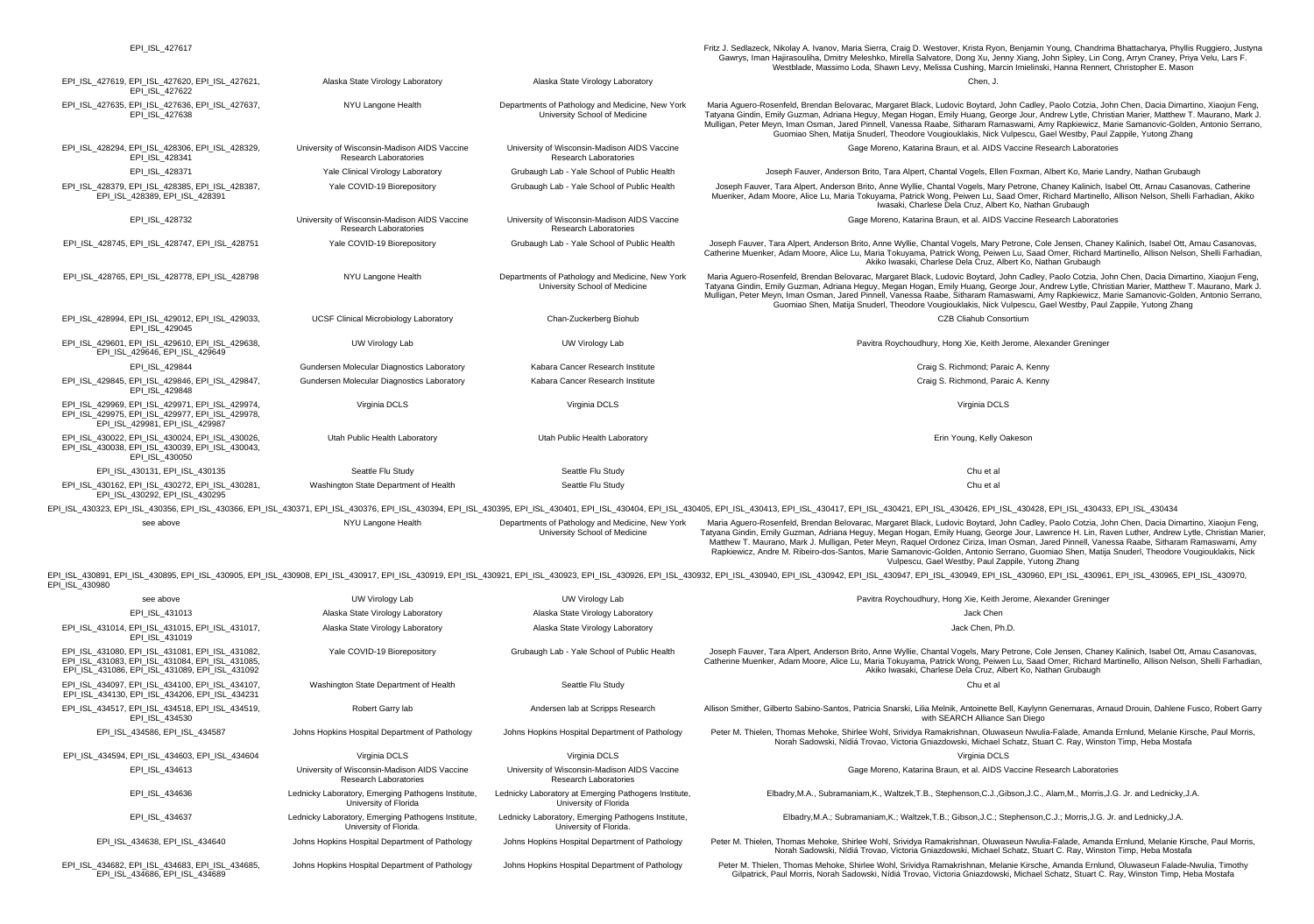| | | | |
|---|---|---|---|
| EPI_ISL_427617 | | | Fritz J. Sedlazeck, Nikolay A. Ivanov, Maria Sierra, Craig D. Westover, Krista Ryon, Benjamin Young, Chandrima Bhattacharya, Phyllis Ruggiero, Justyna Gawrys, Iman Hajirasouliha, Dmitry Meleshko, Mirella Salvatore, Dong Xu, Jenny Xiang, John Sipley, Lin Cong, Arryn Craney, Priya Velu, Lars F. Westblade, Massimo Loda, Shawn Levy, Melissa Cushing, Marcin Imielinski, Hanna Rennert, Christopher E. Mason |
| EPI_ISL_427619, EPI_ISL_427620, EPI_ISL_427621, EPI_ISL_427622 | Alaska State Virology Laboratory | Alaska State Virology Laboratory | Chen, J. |
| EPI_ISL_427635, EPI_ISL_427636, EPI_ISL_427637, EPI_ISL_427638 | NYU Langone Health | Departments of Pathology and Medicine, New York University School of Medicine | Maria Aguero-Rosenfeld, Brendan Belovarac, Margaret Black, Ludovic Boytard, John Cadley, Paolo Cotzia, John Chen, Dacia Dimartino, Xiaojun Feng, Tatyana Gindin, Emily Guzman, Adriana Heguy, Megan Hogan, Emily Huang, George Jour, Andrew Lytle, Christian Marier, Matthew T. Maurano, Mark J. Mulligan, Peter Meyn, Iman Osman, Jared Pinnell, Vanessa Raabe, Sitharam Ramaswami, Amy Rapkiewicz, Marie Samanovic-Golden, Antonio Serrano, Guomiao Shen, Matija Snuderl, Theodore Vougiouklakis, Nick Vulpescu, Gael Westby, Paul Zappile, Yutong Zhang |
| EPI_ISL_428294, EPI_ISL_428306, EPI_ISL_428329, EPI_ISL_428341 | University of Wisconsin-Madison AIDS Vaccine Research Laboratories | University of Wisconsin-Madison AIDS Vaccine Research Laboratories | Gage Moreno, Katarina Braun, et al. AIDS Vaccine Research Laboratories |
| EPI_ISL_428371 | Yale Clinical Virology Laboratory | Grubaugh Lab - Yale School of Public Health | Joseph Fauver, Anderson Brito, Tara Alpert, Chantal Vogels, Ellen Foxman, Albert Ko, Marie Landry, Nathan Grubaugh |
| EPI_ISL_428379, EPI_ISL_428385, EPI_ISL_428387, EPI_ISL_428389, EPI_ISL_428391 | Yale COVID-19 Biorepository | Grubaugh Lab - Yale School of Public Health | Joseph Fauver, Tara Alpert, Anderson Brito, Anne Wyllie, Chantal Vogels, Mary Petrone, Chaney Kalinich, Isabel Ott, Arnau Casanovas, Catherine Muenker, Adam Moore, Alice Lu, Maria Tokuyama, Patrick Wong, Peiwen Lu, Saad Omer, Richard Martinello, Allison Nelson, Shelli Farhadian, Akiko Iwasaki, Charlese Dela Cruz, Albert Ko, Nathan Grubaugh |
| EPI_ISL_428732 | University of Wisconsin-Madison AIDS Vaccine Research Laboratories | University of Wisconsin-Madison AIDS Vaccine Research Laboratories | Gage Moreno, Katarina Braun, et al. AIDS Vaccine Research Laboratories |
| EPI_ISL_428745, EPI_ISL_428747, EPI_ISL_428751 | Yale COVID-19 Biorepository | Grubaugh Lab - Yale School of Public Health | Joseph Fauver, Tara Alpert, Anderson Brito, Anne Wyllie, Chantal Vogels, Mary Petrone, Cole Jensen, Chaney Kalinich, Isabel Ott, Arnau Casanovas, Catherine Muenker, Adam Moore, Alice Lu, Maria Tokuyama, Patrick Wong, Peiwen Lu, Saad Omer, Richard Martinello, Allison Nelson, Shelli Farhadian, Akiko Iwasaki, Charlese Dela Cruz, Albert Ko, Nathan Grubaugh |
| EPI_ISL_428765, EPI_ISL_428778, EPI_ISL_428798 | NYU Langone Health | Departments of Pathology and Medicine, New York University School of Medicine | Maria Aguero-Rosenfeld, Brendan Belovarac, Margaret Black, Ludovic Boytard, John Cadley, Paolo Cotzia, John Chen, Dacia Dimartino, Xiaojun Feng, Tatyana Gindin, Emily Guzman, Adriana Heguy, Megan Hogan, Emily Huang, George Jour, Andrew Lytle, Christian Marier, Matthew T. Maurano, Mark J. Mulligan, Peter Meyn, Iman Osman, Jared Pinnell, Vanessa Raabe, Sitharam Ramaswami, Amy Rapkiewicz, Marie Samanovic-Golden, Antonio Serrano, Guomiao Shen, Matija Snuderl, Theodore Vougiouklakis, Nick Vulpescu, Gael Westby, Paul Zappile, Yutong Zhang |
| EPI_ISL_428994, EPI_ISL_429012, EPI_ISL_429033, EPI_ISL_429045 | UCSF Clinical Microbiology Laboratory | Chan-Zuckerberg Biohub | CZB Cliahub Consortium |
| EPI_ISL_429601, EPI_ISL_429610, EPI_ISL_429638, EPI_ISL_429646, EPI_ISL_429649 | UW Virology Lab | UW Virology Lab | Pavitra Roychoudhury, Hong Xie, Keith Jerome, Alexander Greninger |
| EPI_ISL_429844 | Gundersen Molecular Diagnostics Laboratory | Kabara Cancer Research Institute | Craig S. Richmond; Paraic A. Kenny |
| EPI_ISL_429845, EPI_ISL_429846, EPI_ISL_429847, EPI_ISL_429848 | Gundersen Molecular Diagnostics Laboratory | Kabara Cancer Research Institute | Craig S. Richmond, Paraic A. Kenny |
| EPI_ISL_429969, EPI_ISL_429971, EPI_ISL_429974, EPI_ISL_429975, EPI_ISL_429977, EPI_ISL_429978, EPI_ISL_429981, EPI_ISL_429987 | Virginia DCLS | Virginia DCLS | Virginia DCLS |
| EPI_ISL_430022, EPI_ISL_430024, EPI_ISL_430026, EPI_ISL_430038, EPI_ISL_430039, EPI_ISL_430043, EPI_ISL_430050 | Utah Public Health Laboratory | Utah Public Health Laboratory | Erin Young, Kelly Oakeson |
| EPI_ISL_430131, EPI_ISL_430135 | Seattle Flu Study | Seattle Flu Study | Chu et al |
| EPI_ISL_430162, EPI_ISL_430272, EPI_ISL_430281, EPI_ISL_430292, EPI_ISL_430295 | Washington State Department of Health | Seattle Flu Study | Chu et al |
| EPI_ISL_430323, EPI_ISL_430356, EPI_ISL_430366, EPI_ISL_430371, EPI_ISL_430376, EPI_ISL_430394, EPI_ISL_430395, EPI_ISL_430401, EPI_ISL_430404, EPI_ISL_430405, EPI_ISL_430413, EPI_ISL_430417, EPI_ISL_430421, EPI_ISL_430426, EPI_ISL_430428, EPI_ISL_430433, EPI_ISL_430434 | | | |
| see above | NYU Langone Health | Departments of Pathology and Medicine, New York University School of Medicine | Maria Aguero-Rosenfeld, Brendan Belovarac, Margaret Black, Ludovic Boytard, John Cadley, Paolo Cotzia, John Chen, Dacia Dimartino, Xiaojun Feng, Tatyana Gindin, Emily Guzman, Adriana Heguy, Megan Hogan, Emily Huang, George Jour, Lawrence H. Lin, Raven Luther, Andrew Lytle, Christian Marier, Matthew T. Maurano, Mark J. Mulligan, Peter Meyn, Raquel Ordonez Ciriza, Iman Osman, Jared Pinnell, Vanessa Raabe, Sitharam Ramaswami, Amy Rapkiewicz, Andre M. Ribeiro-dos-Santos, Marie Samanovic-Golden, Antonio Serrano, Guomiao Shen, Matija Snuderl, Theodore Vougiouklakis, Nick Vulpescu, Gael Westby, Paul Zappile, Yutong Zhang |
| EPI_ISL_430891, EPI_ISL_430895, EPI_ISL_430905, EPI_ISL_430908, EPI_ISL_430917, EPI_ISL_430919, EPI_ISL_430921, EPI_ISL_430923, EPI_ISL_430926, EPI_ISL_430932, EPI_ISL_430940, EPI_ISL_430942, EPI_ISL_430947, EPI_ISL_430949, EPI_ISL_430960, EPI_ISL_430961, EPI_ISL_430965, EPI_ISL_430970, EPI_ISL_430980 | | | |
| see above | UW Virology Lab | UW Virology Lab | Pavitra Roychoudhury, Hong Xie, Keith Jerome, Alexander Greninger |
| EPI_ISL_431013 | Alaska State Virology Laboratory | Alaska State Virology Laboratory | Jack Chen |
| EPI_ISL_431014, EPI_ISL_431015, EPI_ISL_431017, EPI_ISL_431019 | Alaska State Virology Laboratory | Alaska State Virology Laboratory | Jack Chen, Ph.D. |
| EPI_ISL_431080, EPI_ISL_431081, EPI_ISL_431082, EPI_ISL_431083, EPI_ISL_431084, EPI_ISL_431085, EPI_ISL_431086, EPI_ISL_431089, EPI_ISL_431092 | Yale COVID-19 Biorepository | Grubaugh Lab - Yale School of Public Health | Joseph Fauver, Tara Alpert, Anderson Brito, Anne Wyllie, Chantal Vogels, Mary Petrone, Cole Jensen, Chaney Kalinich, Isabel Ott, Arnau Casanovas, Catherine Muenker, Adam Moore, Alice Lu, Maria Tokuyama, Patrick Wong, Peiwen Lu, Saad Omer, Richard Martinello, Allison Nelson, Shelli Farhadian, Akiko Iwasaki, Charlese Dela Cruz, Albert Ko, Nathan Grubaugh |
| EPI_ISL_434097, EPI_ISL_434100, EPI_ISL_434107, EPI_ISL_434130, EPI_ISL_434206, EPI_ISL_434231 | Washington State Department of Health | Seattle Flu Study | Chu et al |
| EPI_ISL_434517, EPI_ISL_434518, EPI_ISL_434519, EPI_ISL_434530 | Robert Garry lab | Andersen lab at Scripps Research | Allison Smither, Gilberto Sabino-Santos, Patricia Snarski, Lilia Melnik, Antoinette Bell, Kaylynn Genemaras, Arnaud Drouin, Dahlene Fusco, Robert Garry with SEARCH Alliance San Diego |
| EPI_ISL_434586, EPI_ISL_434587 | Johns Hopkins Hospital Department of Pathology | Johns Hopkins Hospital Department of Pathology | Peter M. Thielen, Thomas Mehoke, Shirlee Wohl, Srividya Ramakrishnan, Oluwaseun Nwulia-Falade, Amanda Ernlund, Melanie Kirsche, Paul Morris, Norah Sadowski, Nídiá Trovao, Victoria Gniazdowski, Michael Schatz, Stuart C. Ray, Winston Timp, Heba Mostafa |
| EPI_ISL_434594, EPI_ISL_434603, EPI_ISL_434604 | Virginia DCLS | Virginia DCLS | Virginia DCLS |
| EPI_ISL_434613 | University of Wisconsin-Madison AIDS Vaccine Research Laboratories | University of Wisconsin-Madison AIDS Vaccine Research Laboratories | Gage Moreno, Katarina Braun, et al. AIDS Vaccine Research Laboratories |
| EPI_ISL_434636 | Lednicky Laboratory, Emerging Pathogens Institute, University of Florida | Lednicky Laboratory at Emerging Pathogens Institute, University of Florida | Elbadry,M.A., Subramaniam,K., Waltzek,T.B., Stephenson,C.J.,Gibson,J.C., Alam,M., Morris,J.G. Jr. and Lednicky,J.A. |
| EPI_ISL_434637 | Lednicky Laboratory, Emerging Pathogens Institute, University of Florida. | Lednicky Laboratory, Emerging Pathogens Institute, University of Florida. | Elbadry,M.A.; Subramaniam,K.; Waltzek,T.B.; Gibson,J.C.; Stephenson,C.J.; Morris,J.G. Jr. and Lednicky,J.A. |
| EPI_ISL_434638, EPI_ISL_434640 | Johns Hopkins Hospital Department of Pathology | Johns Hopkins Hospital Department of Pathology | Peter M. Thielen, Thomas Mehoke, Shirlee Wohl, Srividya Ramakrishnan, Oluwaseun Nwulia-Falade, Amanda Ernlund, Melanie Kirsche, Paul Morris, Norah Sadowski, Nídiá Trovao, Victoria Gniazdowski, Michael Schatz, Stuart C. Ray, Winston Timp, Heba Mostafa |
| EPI_ISL_434682, EPI_ISL_434683, EPI_ISL_434685, EPI_ISL_434686, EPI_ISL_434689 | Johns Hopkins Hospital Department of Pathology | Johns Hopkins Hospital Department of Pathology | Peter M. Thielen, Thomas Mehoke, Shirlee Wohl, Srividya Ramakrishnan, Melanie Kirsche, Amanda Ernlund, Oluwaseun Falade-Nwulia, Timothy Gilpatrick, Paul Morris, Norah Sadowski, Nídiá Trovao, Victoria Gniazdowski, Michael Schatz, Stuart C. Ray, Winston Timp, Heba Mostafa |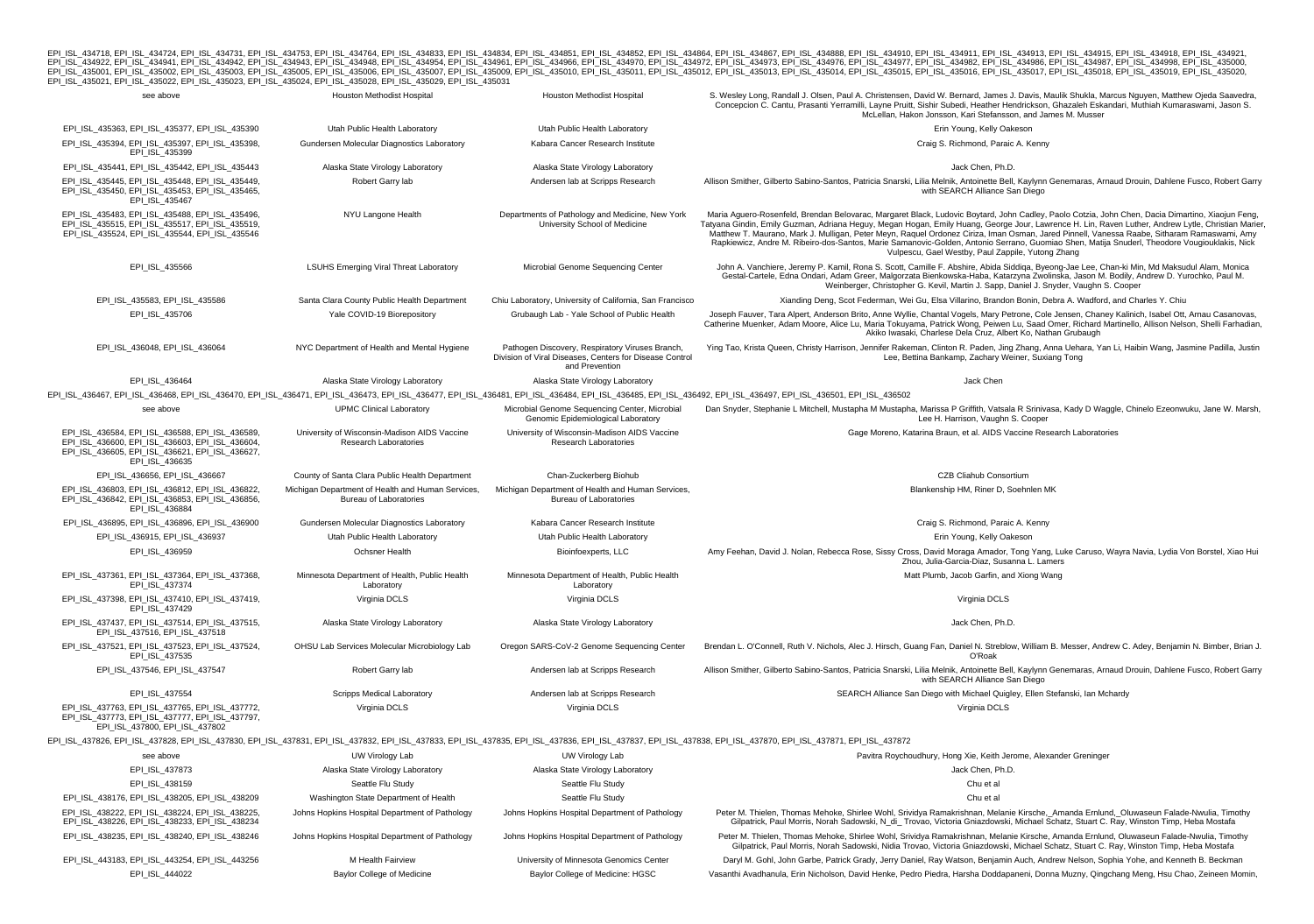EPI_ISL_434718, EPI_ISL_434724, EPI_ISL_434731, EPI_ISL_434753, EPI_ISL_434764, EPI_ISL_434833, EPI_ISL_434834, EPI_ISL_434851, EPI_ISL_434852, EPI_ISL_434864, EPI_ISL_434867, EPI_ISL_434888, EPI_ISL_434910, EPI_ISL_434911, EPI_ISL_434913, EPI_ISL_434915, EPI_ISL_434918, EPI_ISL_434921, EPI_ISL_434922, EPI_ISL_434941, EPI_ISL_434942, EPI_ISL_434943, EPI_ISL_434948, EPI_ISL_434954, EPI_ISL_434961, EPI_ISL_434966, EPI_ISL_434970, EPI_ISL_434972, EPI_ISL_434973, EPI_ISL_434976, EPI_ISL_434977, EPI_ISL_434982, EPI_ISL_434986, EPI_ISL_434987, EPI_ISL_434998, EPI_ISL_435000, EPI_ISL_435001, EPI_ISL_435002, EPI_ISL_435003, EPI_ISL_435005, EPI_ISL_435006, EPI_ISL_435007, EPI_ISL_435009, EPI_ISL_435010, EPI_ISL_435011, EPI_ISL_435012, EPI_ISL_435013, EPI_ISL_435014, EPI_ISL_435015, EPI_ISL_435016, EPI_ISL_435017, EPI_ISL_435018, EPI_ISL_435019, EPI_ISL_435020, EPI_ISL_435021, EPI_ISL_435022, EPI_ISL_435023, EPI_ISL_435024, EPI_ISL_435028, EPI_ISL_435029, EPI_ISL_435031

| | | | |
|---|---|---|---|
| see above | Houston Methodist Hospital | Houston Methodist Hospital | S. Wesley Long, Randall J. Olsen, Paul A. Christensen, David W. Bernard, James J. Davis, Maulik Shukla, Marcus Nguyen, Matthew Ojeda Saavedra, Concepcion C. Cantu, Prasanti Yerramilli, Layne Pruitt, Sishir Subedi, Heather Hendrickson, Ghazaleh Eskandari, Muthiah Kumaraswami, Jason S. McLellan, Hakon Jonsson, Kari Stefansson, and James M. Musser |
| EPI_ISL_435363, EPI_ISL_435377, EPI_ISL_435390 | Utah Public Health Laboratory | Utah Public Health Laboratory | Erin Young, Kelly Oakeson |
| EPI_ISL_435394, EPI_ISL_435397, EPI_ISL_435398, EPI_ISL_435399 | Gundersen Molecular Diagnostics Laboratory | Kabara Cancer Research Institute | Craig S. Richmond, Paraic A. Kenny |
| EPI_ISL_435441, EPI_ISL_435442, EPI_ISL_435443 | Alaska State Virology Laboratory | Alaska State Virology Laboratory | Jack Chen, Ph.D. |
| EPI_ISL_435445, EPI_ISL_435448, EPI_ISL_435449, EPI_ISL_435450, EPI_ISL_435453, EPI_ISL_435465, EPI_ISL_435467 | Robert Garry lab | Andersen lab at Scripps Research | Allison Smither, Gilberto Sabino-Santos, Patricia Snarski, Lilia Melnik, Antoinette Bell, Kaylynn Genemaras, Arnaud Drouin, Dahlene Fusco, Robert Garry with SEARCH Alliance San Diego |
| EPI_ISL_435483, EPI_ISL_435488, EPI_ISL_435496, EPI_ISL_435515, EPI_ISL_435517, EPI_ISL_435519, EPI_ISL_435524, EPI_ISL_435544, EPI_ISL_435546 | NYU Langone Health | Departments of Pathology and Medicine, New York University School of Medicine | Maria Aguero-Rosenfeld, Brendan Belovarac, Margaret Black, Ludovic Boytard, John Cadley, Paolo Cotzia, John Chen, Dacia Dimartino, Xiaojun Feng, Tatyana Gindin, Emily Guzman, Adriana Heguy, Megan Hogan, Emily Huang, George Jour, Lawrence H. Lin, Raven Luther, Andrew Lytle, Christian Marier, Matthew T. Maurano, Mark J. Mulligan, Peter Meyn, Raquel Ordonez Ciriza, Iman Osman, Jared Pinnell, Vanessa Raabe, Sitharam Ramaswami, Amy Rapkiewicz, Andre M. Ribeiro-dos-Santos, Marie Samanovic-Golden, Antonio Serrano, Guomiao Shen, Matija Snuderl, Theodore Vougiouklakis, Nick Vulpescu, Gael Westby, Paul Zappile, Yutong Zhang |
| EPI_ISL_435566 | LSUHS Emerging Viral Threat Laboratory | Microbial Genome Sequencing Center | John A. Vanchiere, Jeremy P. Kamil, Rona S. Scott, Camille F. Abshire, Abida Siddiqa, Byeong-Jae Lee, Chan-ki Min, Md Maksudul Alam, Monica Gestal-Cartele, Edna Ondari, Adam Greer, Malgorzata Bienkowska-Haba, Katarzyna Zwolinska, Jason M. Bodily, Andrew D. Yurochko, Paul M. Weinberger, Christopher G. Kevil, Martin J. Sapp, Daniel J. Snyder, Vaughn S. Cooper |
| EPI_ISL_435583, EPI_ISL_435586 | Santa Clara County Public Health Department | Chiu Laboratory, University of California, San Francisco | Xianding Deng, Scot Federman, Wei Gu, Elsa Villarino, Brandon Bonin, Debra A. Wadford, and Charles Y. Chiu |
| EPI_ISL_435706 | Yale COVID-19 Biorepository | Grubaugh Lab - Yale School of Public Health | Joseph Fauver, Tara Alpert, Anderson Brito, Anne Wyllie, Chantal Vogels, Mary Petrone, Cole Jensen, Chaney Kalinich, Isabel Ott, Arnau Casanovas, Catherine Muenker, Adam Moore, Alice Lu, Maria Tokuyama, Patrick Wong, Peiwen Lu, Saad Omer, Richard Martinello, Allison Nelson, Shelli Farhadian, Akiko Iwasaki, Charlese Dela Cruz, Albert Ko, Nathan Grubaugh |
| EPI_ISL_436048, EPI_ISL_436064 | NYC Department of Health and Mental Hygiene | Pathogen Discovery, Respiratory Viruses Branch, Division of Viral Diseases, Centers for Disease Control and Prevention | Ying Tao, Krista Queen, Christy Harrison, Jennifer Rakeman, Clinton R. Paden, Jing Zhang, Anna Uehara, Yan Li, Haibin Wang, Jasmine Padilla, Justin Lee, Bettina Bankamp, Zachary Weiner, Suxiang Tong |
| EPI_ISL_436464 | Alaska State Virology Laboratory | Alaska State Virology Laboratory | Jack Chen |

EPI_ISL_436467, EPI_ISL_436468, EPI_ISL_436470, EPI_ISL_436471, EPI_ISL_436473, EPI_ISL_436477, EPI_ISL_436481, EPI_ISL_436484, EPI_ISL_436485, EPI_ISL_436492, EPI_ISL_436497, EPI_ISL_436501, EPI_ISL_436502

| | | | |
|---|---|---|---|
| see above | UPMC Clinical Laboratory | Microbial Genome Sequencing Center, Microbial Genomic Epidemiological Laboratory | Dan Snyder, Stephanie L Mitchell, Mustapha M Mustapha, Marissa P Griffith, Vatsala R Srinivasa, Kady D Waggle, Chinelo Ezeonwuku, Jane W. Marsh, Lee H. Harrison, Vaughn S. Cooper |
| EPI_ISL_436584, EPI_ISL_436588, EPI_ISL_436589, EPI_ISL_436600, EPI_ISL_436603, EPI_ISL_436604, EPI_ISL_436605, EPI_ISL_436621, EPI_ISL_436627, EPI_ISL_436635 | University of Wisconsin-Madison AIDS Vaccine Research Laboratories | University of Wisconsin-Madison AIDS Vaccine Research Laboratories | Gage Moreno, Katarina Braun, et al. AIDS Vaccine Research Laboratories |
| EPI_ISL_436656, EPI_ISL_436667 | County of Santa Clara Public Health Department | Chan-Zuckerberg Biohub | CZB Cliahub Consortium |
| EPI_ISL_436803, EPI_ISL_436812, EPI_ISL_436822, EPI_ISL_436842, EPI_ISL_436853, EPI_ISL_436856, EPI_ISL_436884 | Michigan Department of Health and Human Services, Bureau of Laboratories | Michigan Department of Health and Human Services, Bureau of Laboratories | Blankenship HM, Riner D, Soehnlen MK |
| EPI_ISL_436895, EPI_ISL_436896, EPI_ISL_436900 | Gundersen Molecular Diagnostics Laboratory | Kabara Cancer Research Institute | Craig S. Richmond, Paraic A. Kenny |
| EPI_ISL_436915, EPI_ISL_436937 | Utah Public Health Laboratory | Utah Public Health Laboratory | Erin Young, Kelly Oakeson |
| EPI_ISL_436959 | Ochsner Health | Bioinfoexperts, LLC | Amy Feehan, David J. Nolan, Rebecca Rose, Sissy Cross, David Moraga Amador, Tong Yang, Luke Caruso, Wayra Navia, Lydia Von Borstel, Xiao Hui Zhou, Julia-Garcia-Diaz, Susanna L. Lamers |
| EPI_ISL_437361, EPI_ISL_437364, EPI_ISL_437368, EPI_ISL_437374 | Minnesota Department of Health, Public Health Laboratory | Minnesota Department of Health, Public Health Laboratory | Matt Plumb, Jacob Garfin, and Xiong Wang |
| EPI_ISL_437398, EPI_ISL_437410, EPI_ISL_437419, EPI_ISL_437429 | Virginia DCLS | Virginia DCLS | Virginia DCLS |
| EPI_ISL_437437, EPI_ISL_437514, EPI_ISL_437515, EPI_ISL_437516, EPI_ISL_437518 | Alaska State Virology Laboratory | Alaska State Virology Laboratory | Jack Chen, Ph.D. |
| EPI_ISL_437521, EPI_ISL_437523, EPI_ISL_437524, EPI_ISL_437535 | OHSU Lab Services Molecular Microbiology Lab | Oregon SARS-CoV-2 Genome Sequencing Center | Brendan L. O'Connell, Ruth V. Nichols, Alec J. Hirsch, Guang Fan, Daniel N. Streblow, William B. Messer, Andrew C. Adey, Benjamin N. Bimber, Brian J. O'Roak |
| EPI_ISL_437546, EPI_ISL_437547 | Robert Garry lab | Andersen lab at Scripps Research | Allison Smither, Gilberto Sabino-Santos, Patricia Snarski, Lilia Melnik, Antoinette Bell, Kaylynn Genemaras, Arnaud Drouin, Dahlene Fusco, Robert Garry with SEARCH Alliance San Diego |
| EPI_ISL_437554 | Scripps Medical Laboratory | Andersen lab at Scripps Research | SEARCH Alliance San Diego with Michael Quigley, Ellen Stefanski, Ian Mchardy |
| EPI_ISL_437763, EPI_ISL_437765, EPI_ISL_437772, EPI_ISL_437773, EPI_ISL_437777, EPI_ISL_437797, EPI_ISL_437800, EPI_ISL_437802 | Virginia DCLS | Virginia DCLS | Virginia DCLS |

EPI_ISL_437826, EPI_ISL_437828, EPI_ISL_437830, EPI_ISL_437831, EPI_ISL_437832, EPI_ISL_437833, EPI_ISL_437835, EPI_ISL_437836, EPI_ISL_437837, EPI_ISL_437838, EPI_ISL_437870, EPI_ISL_437871, EPI_ISL_437872

| | | | |
|---|---|---|---|
| see above | UW Virology Lab | UW Virology Lab | Pavitra Roychoudhury, Hong Xie, Keith Jerome, Alexander Greninger |
| EPI_ISL_437873 | Alaska State Virology Laboratory | Alaska State Virology Laboratory | Jack Chen, Ph.D. |
| EPI_ISL_438159 | Seattle Flu Study | Seattle Flu Study | Chu et al |
| EPI_ISL_438176, EPI_ISL_438205, EPI_ISL_438209 | Washington State Department of Health | Seattle Flu Study | Chu et al |
| EPI_ISL_438222, EPI_ISL_438224, EPI_ISL_438225, EPI_ISL_438226, EPI_ISL_438233, EPI_ISL_438234 | Johns Hopkins Hospital Department of Pathology | Johns Hopkins Hospital Department of Pathology | Peter M. Thielen, Thomas Mehoke, Shirlee Wohl, Srividya Ramakrishnan, Melanie Kirsche, _Amanda Ernlund, _Oluwaseun Falade-Nwulia, Timothy Gilpatrick, Paul Morris, Norah Sadowski, N_di_ Trovao, Victoria Gniazdowski, Michael Schatz, Stuart C. Ray, Winston Timp, Heba Mostafa |
| EPI_ISL_438235, EPI_ISL_438240, EPI_ISL_438246 | Johns Hopkins Hospital Department of Pathology | Johns Hopkins Hospital Department of Pathology | Peter M. Thielen, Thomas Mehoke, Shirlee Wohl, Srividya Ramakrishnan, Melanie Kirsche, Amanda Ernlund, Oluwaseun Falade-Nwulia, Timothy Gilpatrick, Paul Morris, Norah Sadowski, Nidia Trovao, Victoria Gniazdowski, Michael Schatz, Stuart C. Ray, Winston Timp, Heba Mostafa |
| EPI_ISL_443183, EPI_ISL_443254, EPI_ISL_443256 | M Health Fairview | University of Minnesota Genomics Center | Daryl M. Gohl, John Garbe, Patrick Grady, Jerry Daniel, Ray Watson, Benjamin Auch, Andrew Nelson, Sophia Yohe, and Kenneth B. Beckman |
| EPI_ISL_444022 | Baylor College of Medicine | Baylor College of Medicine: HGSC | Vasanthi Avadhanula, Erin Nicholson, David Henke, Pedro Piedra, Harsha Doddapaneni, Donna Muzny, Qingchang Meng, Hsu Chao, Zeineen Momin, |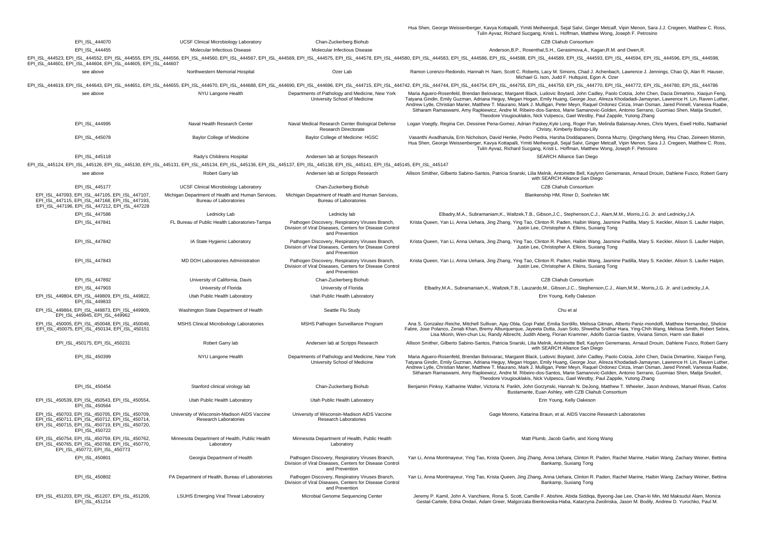| | | | Hua Shen, George Weissenberger, Kavya Kottapalli, Yimiti Meiheerguli, Sejal Salvi, Ginger Metcalf, Vipin Menon, Sara J.J. Cregeen, Matthew C. Ross, Tulin Ayvaz, Richard Sucgang, Kristi L. Hoffman, Matthew Wong, Joseph F. Petrosino |
|---|---|---|---|
| EPI_ISL_444070 | UCSF Clinical Microbiology Laboratory | Chan-Zuckerberg Biohub | CZB Cliahub Consortium |
| EPI_ISL_444455 | Molecular Infectious Disease | Molecular Infectious Disease | Anderson,B.P., Rosenthal,S.H., Gerasimova,A., Kagan,R.M. and Owen,R. |
| EPI_ISL_444523, EPI_ISL_444552, EPI_ISL_444555, EPI_ISL_444556, EPI_ISL_444560, EPI_ISL_444567, EPI_ISL_444569, EPI_ISL_444575, EPI_ISL_444578, EPI_ISL_444580, EPI_ISL_444583, EPI_ISL_444586, EPI_ISL_444588, EPI_ISL_444589, EPI_ISL_444593, EPI_ISL_444594, EPI_ISL_444596, EPI_ISL_444598, EPI_ISL_444601, EPI_ISL_444604, EPI_ISL_444605, EPI_ISL_444607 | | | |
| see above | Northwestern Memorial Hospital | Ozer Lab | Ramon Lorenzo-Redondo, Hannah H. Nam, Scott C. Roberts, Lacy M. Simons, Chad J. Achenbach, Lawrence J. Jennings, Chao Qi, Alan R. Hauser, Michael G. Ison, Judd F. Hultquist, Egon A. Ozer |
| EPI_ISL_444619, EPI_ISL_444643, EPI_ISL_444651, EPI_ISL_444655, EPI_ISL_444670, EPI_ISL_444688, EPI_ISL_444690, EPI_ISL_444696, EPI_ISL_444715, EPI_ISL_444742, EPI_ISL_444744, EPI_ISL_444754, EPI_ISL_444755, EPI_ISL_444759, EPI_ISL_444770, EPI_ISL_444772, EPI_ISL_444780, EPI_ISL_444786 | | | |
| see above | NYU Langone Health | Departments of Pathology and Medicine, New York University School of Medicine | Maria Aguero-Rosenfeld, Brendan Belovarac, Margaret Black, Ludovic Boytard, John Cadley, Paolo Cotzia, John Chen, Dacia Dimartino, Xiaojun Feng, Tatyana Gindin, Emily Guzman, Adriana Heguy, Megan Hogan, Emily Huang, George Jour, Alireza Khodadadi-Jamayran, Lawrence H. Lin, Raven Luther, Andrew Lytle, Christian Marier, Matthew T. Maurano, Mark J. Mulligan, Peter Meyn, Raquel Ordonez Ciriza, Iman Osman, Jared Pinnell, Vanessa Raabe, Sitharam Ramaswami, Amy Rapkiewicz, Andre M. Ribeiro-dos-Santos, Marie Samanovic-Golden, Antonio Serrano, Guomiao Shen, Matija Snuderl, Theodore Vougiouklakis, Nick Vulpescu, Gael Westby, Paul Zappile, Yutong Zhang |
| EPI_ISL_444995 | Naval Health Research Center | Naval Medical Research Center Biological Defense Research Directorate | Logan Voegtly, Regina Cer, Dessiree Pena-Gomez, Adrian Paskey,Kyle Long, Roger Pan, Melinda Balansay-Ames, Chris Myers, Ewell Hollis, Nathaniel Christy, Kimberly Bishop-Lilly |
| EPI_ISL_445078 | Baylor College of Medicine | Baylor College of Medicine: HGSC | Vasanthi Avadhanula, Erin Nicholson, David Henke, Pedro Piedra, Harsha Doddapaneni, Donna Muzny, Qingchang Meng, Hsu Chao, Zeineen Momin, Hua Shen, George Weissenberger, Kavya Kottapalli, Yimiti Meiheerguli, Sejal Salvi, Ginger Metcalf, Vipin Menon, Sara J.J. Cregeen, Matthew C. Ross, Tulin Ayvaz, Richard Sucgang, Kristi L. Hoffman, Matthew Wong, Joseph F. Petrosino |
| EPI_ISL_445118 | Rady's Childrens Hospital | Andersen lab at Scripps Research | SEARCH Alliance San Diego |
| EPI_ISL_445124, EPI_ISL_445126, EPI_ISL_445130, EPI_ISL_445131, EPI_ISL_445134, EPI_ISL_445136, EPI_ISL_445137, EPI_ISL_445138, EPI_ISL_445141, EPI_ISL_445145, EPI_ISL_445147 | | | |
| see above | Robert Garry lab | Andersen lab at Scripps Research | Allison Smither, Gilberto Sabino-Santos, Patricia Snarski, Lilia Melnik, Antoinette Bell, Kaylynn Genemaras, Arnaud Drouin, Dahlene Fusco, Robert Garry with SEARCH Alliance San Diego |
| EPI_ISL_445177 | UCSF Clinical Microbiology Laboratory | Chan-Zuckerberg Biohub | CZB Cliahub Consortium |
| EPI_ISL_447093, EPI_ISL_447105, EPI_ISL_447107, EPI_ISL_447115, EPI_ISL_447168, EPI_ISL_447193, EPI_ISL_447196, EPI_ISL_447212, EPI_ISL_447228 | Michigan Department of Health and Human Services, Bureau of Laboratories | Michigan Department of Health and Human Services, Bureau of Laboratories | Blankenship HM, Riner D, Soehnlen MK |
| EPI_ISL_447588 | Lednicky Lab | Lednicky lab | Elbadry,M.A., Subramaniam,K., Waltzek,T.B., Gibson,J.C., Stephenson,C.J., Alam,M.M., Morris,J.G. Jr. and Lednicky,J.A. |
| EPI_ISL_447841 | FL Bureau of Public Health Laboratories-Tampa | Pathogen Discovery, Respiratory Viruses Branch, Division of Viral Diseases, Centers for Disease Control and Prevention | Krista Queen, Yan Li, Anna Uehara, Jing Zhang, Ying Tao, Clinton R. Paden, Haibin Wang, Jasmine Padilla, Mary S. Keckler, Alison S. Laufer Halpin, Justin Lee, Christopher A. Elkins, Suxiang Tong |
| EPI_ISL_447842 | IA State Hygienic Laboratory | Pathogen Discovery, Respiratory Viruses Branch, Division of Viral Diseases, Centers for Disease Control and Prevention | Krista Queen, Yan Li, Anna Uehara, Jing Zhang, Ying Tao, Clinton R. Paden, Haibin Wang, Jasmine Padilla, Mary S. Keckler, Alison S. Laufer Halpin, Justin Lee, Christopher A. Elkins, Suxiang Tong |
| EPI_ISL_447843 | MD DOH Laboratories Administration | Pathogen Discovery, Respiratory Viruses Branch, Division of Viral Diseases, Centers for Disease Control and Prevention | Krista Queen, Yan Li, Anna Uehara, Jing Zhang, Ying Tao, Clinton R. Paden, Haibin Wang, Jasmine Padilla, Mary S. Keckler, Alison S. Laufer Halpin, Justin Lee, Christopher A. Elkins, Suxiang Tong |
| EPI_ISL_447892 | University of California, Davis | Chan-Zuckerberg Biohub | CZB Cliahub Consortium |
| EPI_ISL_447903 | University of Florida | University of Florida | Elbadry,M.A., Subramaniam,K., Waltzek,T.B., Lauzardo,M., Gibson,J.C., Stephenson,C.J., Alam,M.M., Morris,J.G. Jr. and Lednicky,J.A. |
| EPI_ISL_449804, EPI_ISL_449809, EPI_ISL_449822, EPI_ISL_449833 | Utah Public Health Laboratory | Utah Public Health Laboratory | Erin Young, Kelly Oakeson |
| EPI_ISL_449864, EPI_ISL_449873, EPI_ISL_449909, EPI_ISL_449945, EPI_ISL_449962 | Washington State Department of Health | Seattle Flu Study | Chu et al |
| EPI_ISL_450005, EPI_ISL_450048, EPI_ISL_450049, EPI_ISL_450075, EPI_ISL_450134, EPI_ISL_450151 | MSHS Clinical Microbiology Laboratories | MSHS Pathogen Surveillance Program | Ana S. Gonzalez-Reiche, Mitchell Sullivan, Ajay Obla, Gopi Patel, Emilia Sordillo, Melissa Gitman, Alberto Paniz-mondolfi, Matthew Hernandez, Shelcie Fabre, Jose Polanco, Zenab Khan, Bremy Alburquerque, Jayeeta Dutta, Juan Soto, Shwetha Sridhar Hara, Ying-Chih Wang, Melissa Smith, Robert Sebra, Lisa Miorin, Wen-chun Liu, Randy Albrecht, Judith Aberg, Florian Krammer, Adolfo Garcia-Sastre, Viviana Simon, Harm van Bakel |
| EPI_ISL_450175, EPI_ISL_450231 | Robert Garry lab | Andersen lab at Scripps Research | Allison Smither, Gilberto Sabino-Santos, Patricia Snarski, Lilia Melnik, Antoinette Bell, Kaylynn Genemaras, Arnaud Drouin, Dahlene Fusco, Robert Garry with SEARCH Alliance San Diego |
| EPI_ISL_450399 | NYU Langone Health | Departments of Pathology and Medicine, New York University School of Medicine | Maria Aguero-Rosenfeld, Brendan Belovarac, Margaret Black, Ludovic Boytard, John Cadley, Paolo Cotzia, John Chen, Dacia Dimartino, Xiaojun Feng, Tatyana Gindin, Emily Guzman, Adriana Heguy, Megan Hogan, Emily Huang, George Jour, Alireza Khodadadi-Jamayran, Lawrence H. Lin, Raven Luther, Andrew Lytle, Christian Marier, Matthew T. Maurano, Mark J. Mulligan, Peter Meyn, Raquel Ordonez Ciriza, Iman Osman, Jared Pinnell, Vanessa Raabe, Sitharam Ramaswami, Amy Rapkiewicz, Andre M. Ribeiro-dos-Santos, Marie Samanovic-Golden, Antonio Serrano, Guomiao Shen, Matija Snuderl, Theodore Vougiouklakis, Nick Vulpescu, Gael Westby, Paul Zappile, Yutong Zhang |
| EPI_ISL_450454 | Stanford clinical virology lab | Chan-Zuckerberg Biohub | Benjamin Pinksy, Katharine Walter, Victoria N. Parikh, John Gorzynski, Hannah N. DeJong, Matthew T. Wheeler, Jason Andrews, Manuel Rivas, Carlos Bustamante, Euan Ashley, with CZB Cliahub Consortium |
| EPI_ISL_450539, EPI_ISL_450543, EPI_ISL_450554, EPI_ISL_450564 | Utah Public Health Laboratory | Utah Public Health Laboratory | Erin Young, Kelly Oakeson |
| EPI_ISL_450703, EPI_ISL_450705, EPI_ISL_450709, EPI_ISL_450711, EPI_ISL_450712, EPI_ISL_450714, EPI_ISL_450715, EPI_ISL_450719, EPI_ISL_450720, EPI_ISL_450722 | University of Wisconsin-Madison AIDS Vaccine Research Laboratories | University of Wisconsin-Madison AIDS Vaccine Research Laboratories | Gage Moreno, Katarina Braun, et al. AIDS Vaccine Research Laboratories |
| EPI_ISL_450754, EPI_ISL_450759, EPI_ISL_450762, EPI_ISL_450765, EPI_ISL_450768, EPI_ISL_450770, EPI_ISL_450772, EPI_ISL_450773 | Minnesota Department of Health, Public Health Laboratory | Minnesota Department of Health, Public Health Laboratory | Matt Plumb, Jacob Garfin, and Xiong Wang |
| EPI_ISL_450801 | Georgia Department of Health | Pathogen Discovery, Respiratory Viruses Branch, Division of Viral Diseases, Centers for Disease Control and Prevention | Yan Li, Anna Montmayeur, Ying Tao, Krista Queen, Jing Zhang, Anna Uehara, Clinton R. Paden, Rachel Marine, Haibin Wang, Zachary Weiner, Bettina Bankamp, Suxiang Tong |
| EPI_ISL_450802 | PA Department of Health, Bureau of Laboratories | Pathogen Discovery, Respiratory Viruses Branch, Division of Viral Diseases, Centers for Disease Control and Prevention | Yan Li, Anna Montmayeur, Ying Tao, Krista Queen, Jing Zhang, Anna Uehara, Clinton R. Paden, Rachel Marine, Haibin Wang, Zachary Weiner, Bettina Bankamp, Suxiang Tong |
| EPI_ISL_451203, EPI_ISL_451207, EPI_ISL_451209, EPI_ISL_451214 | LSUHS Emerging Viral Threat Laboratory | Microbial Genome Sequencing Center | Jeremy P. Kamil, John A. Vanchiere, Rona S. Scott, Camille F. Abshire, Abida Siddiqa, Byeong-Jae Lee, Chan-ki Min, Md Maksudul Alam, Monica Gestal-Cartele, Edna Ondari, Adam Greer, Malgorzata Bienkowska-Haba, Katarzyna Zwolinska, Jason M. Bodily, Andrew D. Yurochko, Paul M. |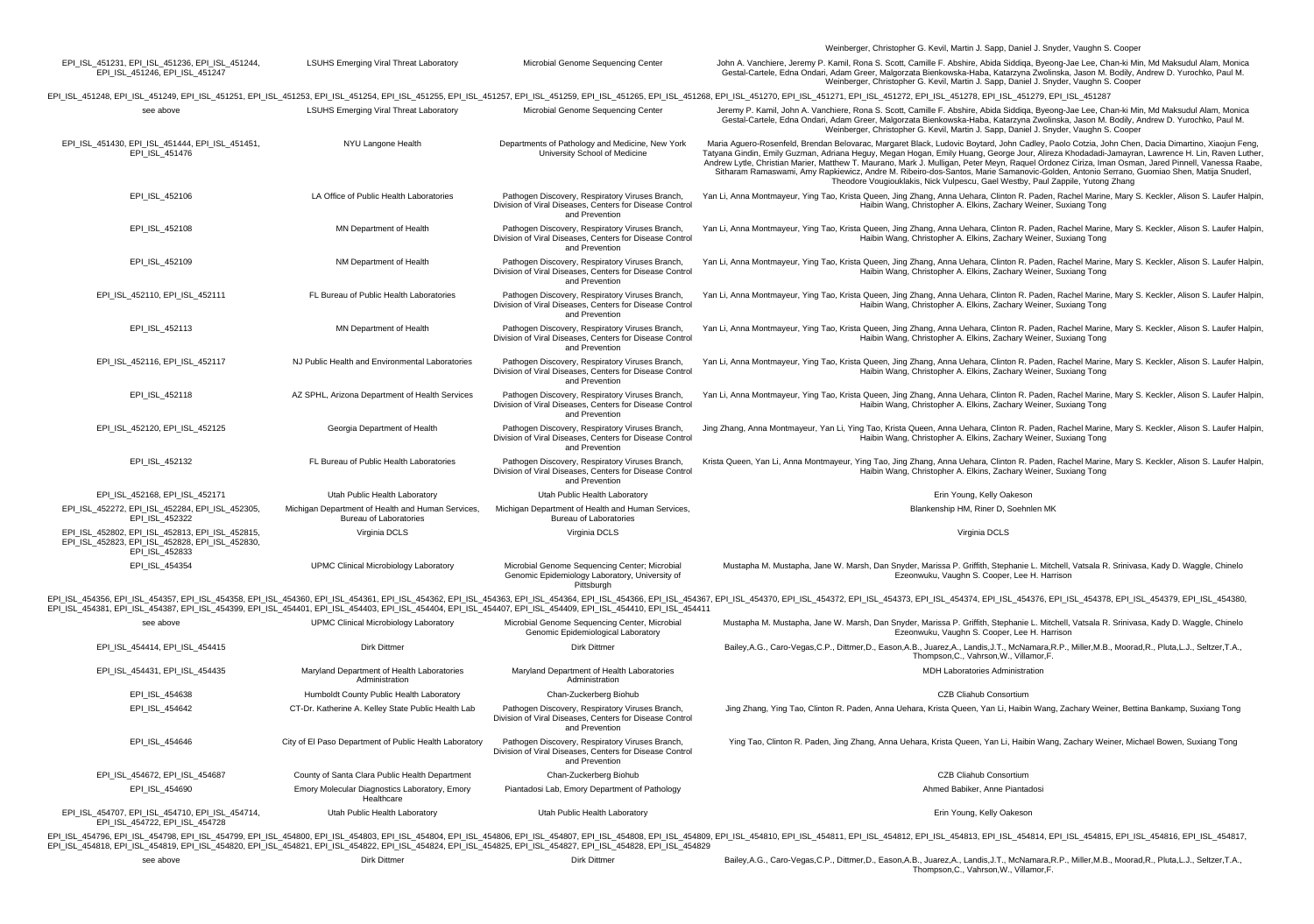| | | | Weinberger, Christopher G. Kevil, Martin J. Sapp, Daniel J. Snyder, Vaughn S. Cooper |
|---|---|---|---|
| EPI_ISL_451231, EPI_ISL_451236, EPI_ISL_451244, EPI_ISL_451246, EPI_ISL_451247 | LSUHS Emerging Viral Threat Laboratory | Microbial Genome Sequencing Center | John A. Vanchiere, Jeremy P. Kamil, Rona S. Scott, Camille F. Abshire, Abida Siddiqa, Byeong-Jae Lee, Chan-ki Min, Md Maksudul Alam, Monica Gestal-Cartele, Edna Ondari, Adam Greer, Malgorzata Bienkowska-Haba, Katarzyna Zwolinska, Jason M. Bodily, Andrew D. Yurochko, Paul M. Weinberger, Christopher G. Kevil, Martin J. Sapp, Daniel J. Snyder, Vaughn S. Cooper |
| EPI_ISL_451248, EPI_ISL_451249, EPI_ISL_451251, EPI_ISL_451253, EPI_ISL_451254, EPI_ISL_451255, EPI_ISL_451257, EPI_ISL_451259, EPI_ISL_451265, EPI_ISL_451268, EPI_ISL_451270, EPI_ISL_451271, EPI_ISL_451272, EPI_ISL_451278, EPI_ISL_451279, EPI_ISL_451287 | | | |
| see above | LSUHS Emerging Viral Threat Laboratory | Microbial Genome Sequencing Center | Jeremy P. Kamil, John A. Vanchiere, Rona S. Scott, Camille F. Abshire, Abida Siddiqa, Byeong-Jae Lee, Chan-ki Min, Md Maksudul Alam, Monica Gestal-Cartele, Edna Ondari, Adam Greer, Malgorzata Bienkowska-Haba, Katarzyna Zwolinska, Jason M. Bodily, Andrew D. Yurochko, Paul M. Weinberger, Christopher G. Kevil, Martin J. Sapp, Daniel J. Snyder, Vaughn S. Cooper |
| EPI_ISL_451430, EPI_ISL_451444, EPI_ISL_451451, EPI_ISL_451476 | NYU Langone Health | Departments of Pathology and Medicine, New York University School of Medicine | Maria Aguero-Rosenfeld, Brendan Belovarac, Margaret Black, Ludovic Boytard, John Cadley, Paolo Cotzia, John Chen, Dacia Dimartino, Xiaojun Feng, Tatyana Gindin, Emily Guzman, Adriana Heguy, Megan Hogan, Emily Huang, George Jour, Alireza Khodadadi-Jamayran, Lawrence H. Lin, Raven Luther, Andrew Lytle, Christian Marier, Matthew T. Maurano, Mark J. Mulligan, Peter Meyn, Raquel Ordonez Ciriza, Iman Osman, Jared Pinnell, Vanessa Raabe, Sitharam Ramaswami, Amy Rapkiewicz, Andre M. Ribeiro-dos-Santos, Marie Samanovic-Golden, Antonio Serrano, Guomiao Shen, Matija Snuderl, Theodore Vougiouklakis, Nick Vulpescu, Gael Westby, Paul Zappile, Yutong Zhang |
| EPI_ISL_452106 | LA Office of Public Health Laboratories | Pathogen Discovery, Respiratory Viruses Branch, Division of Viral Diseases, Centers for Disease Control and Prevention | Yan Li, Anna Montmayeur, Ying Tao, Krista Queen, Jing Zhang, Anna Uehara, Clinton R. Paden, Rachel Marine, Mary S. Keckler, Alison S. Laufer Halpin, Haibin Wang, Christopher A. Elkins, Zachary Weiner, Suxiang Tong |
| EPI_ISL_452108 | MN Department of Health | Pathogen Discovery, Respiratory Viruses Branch, Division of Viral Diseases, Centers for Disease Control and Prevention | Yan Li, Anna Montmayeur, Ying Tao, Krista Queen, Jing Zhang, Anna Uehara, Clinton R. Paden, Rachel Marine, Mary S. Keckler, Alison S. Laufer Halpin, Haibin Wang, Christopher A. Elkins, Zachary Weiner, Suxiang Tong |
| EPI_ISL_452109 | NM Department of Health | Pathogen Discovery, Respiratory Viruses Branch, Division of Viral Diseases, Centers for Disease Control and Prevention | Yan Li, Anna Montmayeur, Ying Tao, Krista Queen, Jing Zhang, Anna Uehara, Clinton R. Paden, Rachel Marine, Mary S. Keckler, Alison S. Laufer Halpin, Haibin Wang, Christopher A. Elkins, Zachary Weiner, Suxiang Tong |
| EPI_ISL_452110, EPI_ISL_452111 | FL Bureau of Public Health Laboratories | Pathogen Discovery, Respiratory Viruses Branch, Division of Viral Diseases, Centers for Disease Control and Prevention | Yan Li, Anna Montmayeur, Ying Tao, Krista Queen, Jing Zhang, Anna Uehara, Clinton R. Paden, Rachel Marine, Mary S. Keckler, Alison S. Laufer Halpin, Haibin Wang, Christopher A. Elkins, Zachary Weiner, Suxiang Tong |
| EPI_ISL_452113 | MN Department of Health | Pathogen Discovery, Respiratory Viruses Branch, Division of Viral Diseases, Centers for Disease Control and Prevention | Yan Li, Anna Montmayeur, Ying Tao, Krista Queen, Jing Zhang, Anna Uehara, Clinton R. Paden, Rachel Marine, Mary S. Keckler, Alison S. Laufer Halpin, Haibin Wang, Christopher A. Elkins, Zachary Weiner, Suxiang Tong |
| EPI_ISL_452116, EPI_ISL_452117 | NJ Public Health and Environmental Laboratories | Pathogen Discovery, Respiratory Viruses Branch, Division of Viral Diseases, Centers for Disease Control and Prevention | Yan Li, Anna Montmayeur, Ying Tao, Krista Queen, Jing Zhang, Anna Uehara, Clinton R. Paden, Rachel Marine, Mary S. Keckler, Alison S. Laufer Halpin, Haibin Wang, Christopher A. Elkins, Zachary Weiner, Suxiang Tong |
| EPI_ISL_452118 | AZ SPHL, Arizona Department of Health Services | Pathogen Discovery, Respiratory Viruses Branch, Division of Viral Diseases, Centers for Disease Control and Prevention | Yan Li, Anna Montmayeur, Ying Tao, Krista Queen, Jing Zhang, Anna Uehara, Clinton R. Paden, Rachel Marine, Mary S. Keckler, Alison S. Laufer Halpin, Haibin Wang, Christopher A. Elkins, Zachary Weiner, Suxiang Tong |
| EPI_ISL_452120, EPI_ISL_452125 | Georgia Department of Health | Pathogen Discovery, Respiratory Viruses Branch, Division of Viral Diseases, Centers for Disease Control and Prevention | Jing Zhang, Anna Montmayeur, Yan Li, Ying Tao, Krista Queen, Anna Uehara, Clinton R. Paden, Rachel Marine, Mary S. Keckler, Alison S. Laufer Halpin, Haibin Wang, Christopher A. Elkins, Zachary Weiner, Suxiang Tong |
| EPI_ISL_452132 | FL Bureau of Public Health Laboratories | Pathogen Discovery, Respiratory Viruses Branch, Division of Viral Diseases, Centers for Disease Control and Prevention | Krista Queen, Yan Li, Anna Montmayeur, Ying Tao, Jing Zhang, Anna Uehara, Clinton R. Paden, Rachel Marine, Mary S. Keckler, Alison S. Laufer Halpin, Haibin Wang, Christopher A. Elkins, Zachary Weiner, Suxiang Tong |
| EPI_ISL_452168, EPI_ISL_452171 | Utah Public Health Laboratory | Utah Public Health Laboratory | Erin Young, Kelly Oakeson |
| EPI_ISL_452272, EPI_ISL_452284, EPI_ISL_452305, EPI_ISL_452322 | Michigan Department of Health and Human Services, Bureau of Laboratories | Michigan Department of Health and Human Services, Bureau of Laboratories | Blankenship HM, Riner D, Soehnlen MK |
| EPI_ISL_452802, EPI_ISL_452813, EPI_ISL_452815, EPI_ISL_452823, EPI_ISL_452828, EPI_ISL_452830, EPI_ISL_452833 | Virginia DCLS | Virginia DCLS | Virginia DCLS |
| EPI_ISL_454354 | UPMC Clinical Microbiology Laboratory | Microbial Genome Sequencing Center; Microbial Genomic Epidemiology Laboratory, University of Pittsburgh | Mustapha M. Mustapha, Jane W. Marsh, Dan Snyder, Marissa P. Griffith, Stephanie L. Mitchell, Vatsala R. Srinivasa, Kady D. Waggle, Chinelo Ezeonwuku, Vaughn S. Cooper, Lee H. Harrison |
| EPI_ISL_454356, EPI_ISL_454357, EPI_ISL_454358, EPI_ISL_454360, EPI_ISL_454361, EPI_ISL_454362, EPI_ISL_454363, EPI_ISL_454364, EPI_ISL_454366, EPI_ISL_454367, EPI_ISL_454370, EPI_ISL_454372, EPI_ISL_454373, EPI_ISL_454374, EPI_ISL_454376, EPI_ISL_454378, EPI_ISL_454379, EPI_ISL_454380, EPI_ISL_454381, EPI_ISL_454387, EPI_ISL_454399, EPI_ISL_454401, EPI_ISL_454403, EPI_ISL_454404, EPI_ISL_454407, EPI_ISL_454409, EPI_ISL_454410, EPI_ISL_454411 | | | |
| see above | UPMC Clinical Microbiology Laboratory | Microbial Genome Sequencing Center, Microbial Genomic Epidemiology Laboratory | Mustapha M. Mustapha, Jane W. Marsh, Dan Snyder, Marissa P. Griffith, Stephanie L. Mitchell, Vatsala R. Srinivasa, Kady D. Waggle, Chinelo Ezeonwuku, Vaughn S. Cooper, Lee H. Harrison |
| EPI_ISL_454414, EPI_ISL_454415 | Dirk Dittmer | Dirk Dittmer | Bailey,A.G., Caro-Vegas,C.P., Dittmer,D., Eason,A.B., Juarez,A., Landis,J.T., McNamara,R.P., Miller,M.B., Moorad,R., Pluta,L.J., Seltzer,T.A., Thompson,C., Vahrson,W., Villamor,F. |
| EPI_ISL_454431, EPI_ISL_454435 | Maryland Department of Health Laboratories Administration | Maryland Department of Health Laboratories Administration | MDH Laboratories Administration |
| EPI_ISL_454638 | Humboldt County Public Health Laboratory | Chan-Zuckerberg Biohub | CZB Cliahub Consortium |
| EPI_ISL_454642 | CT-Dr. Katherine A. Kelley State Public Health Lab | Pathogen Discovery, Respiratory Viruses Branch, Division of Viral Diseases, Centers for Disease Control and Prevention | Jing Zhang, Ying Tao, Clinton R. Paden, Anna Uehara, Krista Queen, Yan Li, Haibin Wang, Zachary Weiner, Bettina Bankamp, Suxiang Tong |
| EPI_ISL_454646 | City of El Paso Department of Public Health Laboratory | Pathogen Discovery, Respiratory Viruses Branch, Division of Viral Diseases, Centers for Disease Control and Prevention | Ying Tao, Clinton R. Paden, Jing Zhang, Anna Uehara, Krista Queen, Yan Li, Haibin Wang, Zachary Weiner, Michael Bowen, Suxiang Tong |
| EPI_ISL_454672, EPI_ISL_454687 | County of Santa Clara Public Health Department | Chan-Zuckerberg Biohub | CZB Cliahub Consortium |
| EPI_ISL_454690 | Emory Molecular Diagnostics Laboratory, Emory Healthcare | Piantadosi Lab, Emory Department of Pathology | Ahmed Babiker, Anne Piantadosi |
| EPI_ISL_454707, EPI_ISL_454710, EPI_ISL_454714, EPI_ISL_454722, EPI_ISL_454728 | Utah Public Health Laboratory | Utah Public Health Laboratory | Erin Young, Kelly Oakeson |
| EPI_ISL_454796, EPI_ISL_454798, EPI_ISL_454799, EPI_ISL_454800, EPI_ISL_454803, EPI_ISL_454804, EPI_ISL_454806, EPI_ISL_454807, EPI_ISL_454808, EPI_ISL_454809, EPI_ISL_454810, EPI_ISL_454811, EPI_ISL_454812, EPI_ISL_454813, EPI_ISL_454814, EPI_ISL_454815, EPI_ISL_454816, EPI_ISL_454817, EPI_ISL_454818, EPI_ISL_454819, EPI_ISL_454820, EPI_ISL_454821, EPI_ISL_454822, EPI_ISL_454824, EPI_ISL_454825, EPI_ISL_454827, EPI_ISL_454828, EPI_ISL_454829 | | | |
| see above | Dirk Dittmer | Dirk Dittmer | Bailey,A.G., Caro-Vegas,C.P., Dittmer,D., Eason,A.B., Juarez,A., Landis,J.T., McNamara,R.P., Miller,M.B., Moorad,R., Pluta,L.J., Seltzer,T.A., Thompson,C., Vahrson,W., Villamor,F. |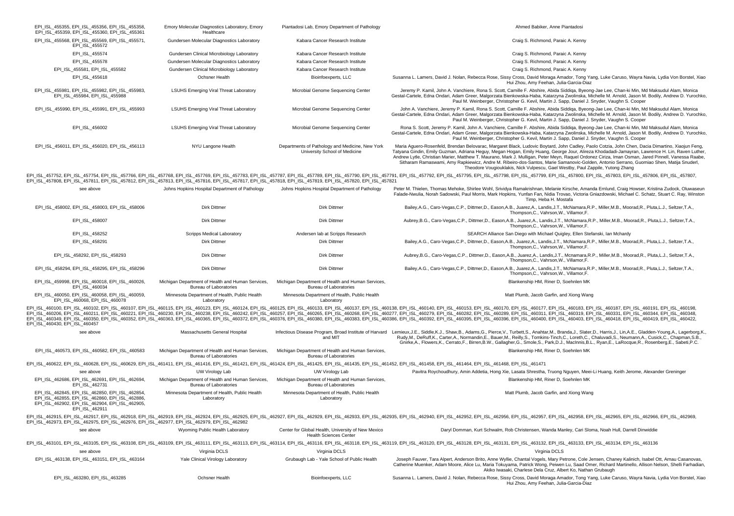| | | | |
|---|---|---|---|
| EPI_ISL_455355, EPI_ISL_455356, EPI_ISL_455358, EPI_ISL_455359, EPI_ISL_455360, EPI_ISL_455361 | Emory Molecular Diagnostics Laboratory, Emory Healthcare | Piantadosi Lab, Emory Department of Pathology | Ahmed Babiker, Anne Piantadosi |
| EPI_ISL_455568, EPI_ISL_455569, EPI_ISL_455571, EPI_ISL_455572 | Gundersen Molecular Diagnostics Laboratory | Kabara Cancer Research Institute | Craig S. Richmond, Paraic A. Kenny |
| EPI_ISL_455574 | Gundersen Clinical Microbiology Laboratory | Kabara Cancer Research Institute | Craig S. Richmond, Paraic A. Kenny |
| EPI_ISL_455578 | Gundersen Molecular Diagnostics Laboratory | Kabara Cancer Research Institute | Craig S. Richmond, Paraic A. Kenny |
| EPI_ISL_455581, EPI_ISL_455582 | Gundersen Clinical Microbiology Laboratory | Kabara Cancer Research Institute | Craig S. Richmond, Paraic A. Kenny |
| EPI_ISL_455618 | Ochsner Health | Bioinfoexperts, LLC | Susanna L. Lamers, David J. Nolan, Rebecca Rose, Sissy Cross, David Moraga Amador, Tong Yang, Luke Caruso, Wayra Navia, Lydia Von Borstel, Xiao Hui Zhou, Amy Feehan, Julia-Garcia-Diaz |
| EPI_ISL_455981, EPI_ISL_455982, EPI_ISL_455983, EPI_ISL_455984, EPI_ISL_455988 | LSUHS Emerging Viral Threat Laboratory | Microbial Genome Sequencing Center | Jeremy P. Kamil, John A. Vanchiere, Rona S. Scott, Camille F. Abshire, Abida Siddiqa, Byeong-Jae Lee, Chan-ki Min, Md Maksudul Alam, Monica Gestal-Cartele, Edna Ondari, Adam Greer, Malgorzata Bienkowska-Haba, Katarzyna Zwolinska, Michelle M. Arnold, Jason M. Bodily, Andrew D. Yurochko, Paul M. Weinberger, Christopher G. Kevil, Martin J. Sapp, Daniel J. Snyder, Vaughn S. Cooper |
| EPI_ISL_455990, EPI_ISL_455991, EPI_ISL_455993 | LSUHS Emerging Viral Threat Laboratory | Microbial Genome Sequencing Center | John A. Vanchiere, Jeremy P. Kamil, Rona S. Scott, Camille F. Abshire, Abida Siddiqa, Byeong-Jae Lee, Chan-ki Min, Md Maksudul Alam, Monica Gestal-Cartele, Edna Ondari, Adam Greer, Malgorzata Bienkowska-Haba, Katarzyna Zwolinska, Michelle M. Arnold, Jason M. Bodily, Andrew D. Yurochko, Paul M. Weinberger, Christopher G. Kevil, Martin J. Sapp, Daniel J. Snyder, Vaughn S. Cooper |
| EPI_ISL_456002 | LSUHS Emerging Viral Threat Laboratory | Microbial Genome Sequencing Center | Rona S. Scott, Jeremy P. Kamil, John A. Vanchiere, Camille F. Abshire, Abida Siddiqa, Byeong-Jae Lee, Chan-ki Min, Md Maksudul Alam, Monica Gestal-Cartele, Edna Ondari, Adam Greer, Malgorzata Bienkowska-Haba, Katarzyna Zwolinska, Michelle M. Arnold, Jason M. Bodily, Andrew D. Yurochko, Paul M. Weinberger, Christopher G. Kevil, Martin J. Sapp, Daniel J. Snyder, Vaughn S. Cooper |
| EPI_ISL_456011, EPI_ISL_456020, EPI_ISL_456113 | NYU Langone Health | Departments of Pathology and Medicine, New York University School of Medicine | Maria Aguero-Rosenfeld, Brendan Belovarac, Margaret Black, Ludovic Boytard, John Cadley, Paolo Cotzia, John Chen, Dacia Dimartino, Xiaojun Feng, Tatyana Gindin, Emily Guzman, Adriana Heguy, Megan Hogan, Emily Huang, George Jour, Alireza Khodadadi-Jamayran, Lawrence H. Lin, Raven Luther, Andrew Lytle, Christian Marier, Matthew T. Maurano, Mark J. Mulligan, Peter Meyn, Raquel Ordonez Ciriza, Iman Osman, Jared Pinnell, Vanessa Raabe, Sitharam Ramaswami, Amy Rapkiewicz, Andre M. Ribeiro-dos-Santos, Marie Samanovic-Golden, Antonio Serrano, Guomiao Shen, Matija Snuderl, Theodore Vougiouklakis, Nick Vulpescu, Gael Westby, Paul Zappile, Yutong Zhang |
| EPI_ISL_457752, EPI_ISL_457754, EPI_ISL_457766, EPI_ISL_457768, EPI_ISL_457769, EPI_ISL_457783, EPI_ISL_457787, EPI_ISL_457789, EPI_ISL_457790, EPI_ISL_457791, EPI_ISL_457792, EPI_ISL_457795, EPI_ISL_457798, EPI_ISL_457799, EPI_ISL_457800, EPI_ISL_457803, EPI_ISL_457806, EPI_ISL_457807, EPI_ISL_457808, EPI_ISL_457811, EPI_ISL_457812, EPI_ISL_457813, EPI_ISL_457816, EPI_ISL_457817, EPI_ISL_457818, EPI_ISL_457819, EPI_ISL_457820, EPI_ISL_457821 | | | |
| see above | Johns Hopkins Hospital Department of Pathology | Johns Hopkins Hospital Department of Pathology | Peter M. Thielen, Thomas Mehoke, Shirlee Wohl, Srividya Ramakrishnan, Melanie Kirsche, Amanda Ernlund, Craig Howser, Kristina Zudock, Oluwaseun Falade-Nwulia, Norah Sadowski, Paul Morris, Mark Hopkins, Yunfan Fan, Nidia Trovao, Victoria Gniazdowski, Michael C. Schatz, Stuart C. Ray, Winston Timp, Heba H. Mostafa |
| EPI_ISL_458002, EPI_ISL_458003, EPI_ISL_458006 | Dirk Dittmer | Dirk Dittmer | Bailey,A.G., Caro-Vegas,C.P., Dittmer,D., Eason,A.B., Juarez,A., Landis,J.T., McNamara,R.P., Miller,M.B., Moorad,R., Pluta,L.J., Seltzer,T.A., Thompson,C., Vahrson,W., Villamor,F. |
| EPI_ISL_458007 | Dirk Dittmer | Dirk Dittmer | Aubrey,B.G., Caro-Vegas,C.P., Dittmer,D., Eason,A.B., Juarez,A., Landis,J.T., McNamara,R.P., Miller,M.B., Moorad,R., Pluta,L.J., Seltzer,T.A., Thompson,C., Vahrson,W., Villamor,F. |
| EPI_ISL_458252 | Scripps Medical Laboratory | Andersen lab at Scripps Research | SEARCH Alliance San Diego with Michael Quigley, Ellen Stefanski, Ian Mchardy |
| EPI_ISL_458291 | Dirk Dittmer | Dirk Dittmer | Bailey,A.G., Caro-Vegas,C.P., Dittmer,D., Eason,A.B., Juarez,A., Landis,J.T., McNamara,R.P., Miller,M.B., Moorad,R., Pluta,L.J., Seltzer,T.A., Thompson,C., Vahrson,W., Villamor,F. |
| EPI_ISL_458292, EPI_ISL_458293 | Dirk Dittmer | Dirk Dittmer | Aubrey,B.G., Caro-Vegas,C.P., Dittmer,D., Eason,A.B., Juarez,A., Landis,J.T., Mcnamara,R.P., Miller,M.B., Moorad,R., Pluta,L.J., Seltzer,T.A., Thompson,C., Vahrson,W., Villamor,F. |
| EPI_ISL_458294, EPI_ISL_458295, EPI_ISL_458296 | Dirk Dittmer | Dirk Dittmer | Bailey,A.G., Caro-Vegas,C.P., Dittmer,D., Eason,A.B., Juarez,A., Landis,J.T., McNamara,R.P., Miller,M.B., Moorad,R., Pluta,L.J., Seltzer,T.A., Thompson,C., Vahrson,W., Villamor,F. |
| EPI_ISL_459998, EPI_ISL_460018, EPI_ISL_460026, EPI_ISL_460034 | Michigan Department of Health and Human Services, Bureau of Laboratories | Michigan Department of Health and Human Services, Bureau of Laboratories | Blankenship HM, Riner D, Soehnlen MK |
| EPI_ISL_460050, EPI_ISL_460058, EPI_ISL_460059, EPI_ISL_460068, EPI_ISL_460078 | Minnesota Department of Health, Public Health Laboratory | Minnesota Department of Health, Public Health Laboratory | Matt Plumb, Jacob Garfin, and Xiong Wang |
| EPI_ISL_460100, EPI_ISL_460102, EPI_ISL_460107, EPI_ISL_460115, EPI_ISL_460123, EPI_ISL_460124, EPI_ISL_460125, EPI_ISL_460133, EPI_ISL_460137, EPI_ISL_460138, EPI_ISL_460140, EPI_ISL_460153, EPI_ISL_460170, EPI_ISL_460177, EPI_ISL_460183, EPI_ISL_460187, EPI_ISL_460191, EPI_ISL_460198, EPI_ISL_460206, EPI_ISL_460211, EPI_ISL_460221, EPI_ISL_460230, EPI_ISL_460238, EPI_ISL_460242, EPI_ISL_460257, EPI_ISL_460265, EPI_ISL_460268, EPI_ISL_460277, EPI_ISL_460279, EPI_ISL_460282, EPI_ISL_460289, EPI_ISL_460311, EPI_ISL_460319, EPI_ISL_460331, EPI_ISL_460344, EPI_ISL_460348, EPI_ISL_460349, EPI_ISL_460350, EPI_ISL_460352, EPI_ISL_460363, EPI_ISL_460365, EPI_ISL_460372, EPI_ISL_460376, EPI_ISL_460380, EPI_ISL_460383, EPI_ISL_460386, EPI_ISL_460392, EPI_ISL_460395, EPI_ISL_460396, EPI_ISL_460400, EPI_ISL_460403, EPI_ISL_460418, EPI_ISL_460419, EPI_ISL_460422, EPI_ISL_460430, EPI_ISL_460457 | | | |
| see above | Massachusetts General Hospital | Infectious Disease Program, Broad Institute of Harvard and MIT | Lemieux,J.E., Siddle,K.J., Shaw,B., Adams,G., Pierce,V., Turbett,S., Anahtar,M., Branda,J., Slater,D., Harris,J., Lin,A.E., Gladden-Young,A., Lagerborg,K., Rudy,M., DeRuff,K., Carter,A., Normandin,E., Bauer,M., Reilly,S., Tomkins-Tinch,C., Loreth,C., Chaluvadi,S., Neumann,A., Cusick,C., Chapman,S.B., Gnirke,A., Flowers,K., Cerrato,F., Birren,B.W., Gallagher,G., Smole,S., Park,D.J., MacInnis,B.L., Ryan,E., LaRocque,R., Rosenberg,E., Sabeti,P.C. |
| EPI_ISL_460573, EPI_ISL_460582, EPI_ISL_460583 | Michigan Department of Health and Human Services, Bureau of Laboratories | Michigan Department of Health and Human Services, Bureau of Laboratories | Blankenship HM, Riner D, Soehnlen MK |
| EPI_ISL_460622, EPI_ISL_460628, EPI_ISL_460629, EPI_ISL_461411, EPI_ISL_461416, EPI_ISL_461421, EPI_ISL_461424, EPI_ISL_461425, EPI_ISL_461435, EPI_ISL_461452, EPI_ISL_461458, EPI_ISL_461464, EPI_ISL_461468, EPI_ISL_461471 | | | |
| see above | UW Virology Lab | UW Virology Lab | Pavitra Roychoudhury, Amin Addetia, Hong Xie, Lasata Shrestha, Truong Nguyen, Meei-Li Huang, Keith Jerome, Alexander Greninger |
| EPI_ISL_462686, EPI_ISL_462691, EPI_ISL_462694, EPI_ISL_462731 | Michigan Department of Health and Human Services, Bureau of Laboratories | Michigan Department of Health and Human Services, Bureau of Laboratories | Blankenship HM, Riner D, Soehnlen MK |
| EPI_ISL_462845, EPI_ISL_462850, EPI_ISL_462854, EPI_ISL_462855, EPI_ISL_462860, EPI_ISL_462886, EPI_ISL_462902, EPI_ISL_462904, EPI_ISL_462905, EPI_ISL_462911 | Minnesota Department of Health, Public Health Laboratory | Minnesota Department of Health, Public Health Laboratory | Matt Plumb, Jacob Garfin, and Xiong Wang |
| EPI_ISL_462915, EPI_ISL_462917, EPI_ISL_462918, EPI_ISL_462919, EPI_ISL_462924, EPI_ISL_462925, EPI_ISL_462927, EPI_ISL_462929, EPI_ISL_462933, EPI_ISL_462935, EPI_ISL_462940, EPI_ISL_462952, EPI_ISL_462956, EPI_ISL_462957, EPI_ISL_462958, EPI_ISL_462965, EPI_ISL_462966, EPI_ISL_462969, EPI_ISL_462973, EPI_ISL_462975, EPI_ISL_462976, EPI_ISL_462977, EPI_ISL_462979, EPI_ISL_462982 | | | |
| see above | Wyoming Public Health Laboratory | Center for Global Health, University of New Mexico Health Sciences Center | Daryl Domman, Kurt Schwalm, Rob Christensen, Wanda Manley, Cari Sloma, Noah Hull, Darrell Dinwiddie |
| EPI_ISL_463101, EPI_ISL_463105, EPI_ISL_463108, EPI_ISL_463109, EPI_ISL_463111, EPI_ISL_463113, EPI_ISL_463114, EPI_ISL_463116, EPI_ISL_463118, EPI_ISL_463119, EPI_ISL_463120, EPI_ISL_463128, EPI_ISL_463131, EPI_ISL_463132, EPI_ISL_463133, EPI_ISL_463134, EPI_ISL_463136 | | | |
| see above | Virginia DCLS | Virginia DCLS | Virginia DCLS |
| EPI_ISL_463138, EPI_ISL_463151, EPI_ISL_463164 | Yale Clinical Virology Laboratory | Grubaugh Lab - Yale School of Public Health | Joseph Fauver, Tara Alpert, Anderson Brito, Anne Wyllie, Chantal Vogels, Mary Petrone, Cole Jensen, Chaney Kalinich, Isabel Ott, Arnau Casanovas, Catherine Muenker, Adam Moore, Alice Lu, Maria Tokuyama, Patrick Wong, Peiwen Lu, Saad Omer, Richard Martinello, Allison Nelson, Shelli Farhadian, Akiko Iwasaki, Charlese Dela Cruz, Albert Ko, Nathan Grubaugh |
| EPI_ISL_463280, EPI_ISL_463285 | Ochsner Health | Bioinfoexperts, LLC | Susanna L. Lamers, David J. Nolan, Rebecca Rose, Sissy Cross, David Moraga Amador, Tong Yang, Luke Caruso, Wayra Navia, Lydia Von Borstel, Xiao Hui Zhou, Amy Feehan, Julia-Garcia-Diaz |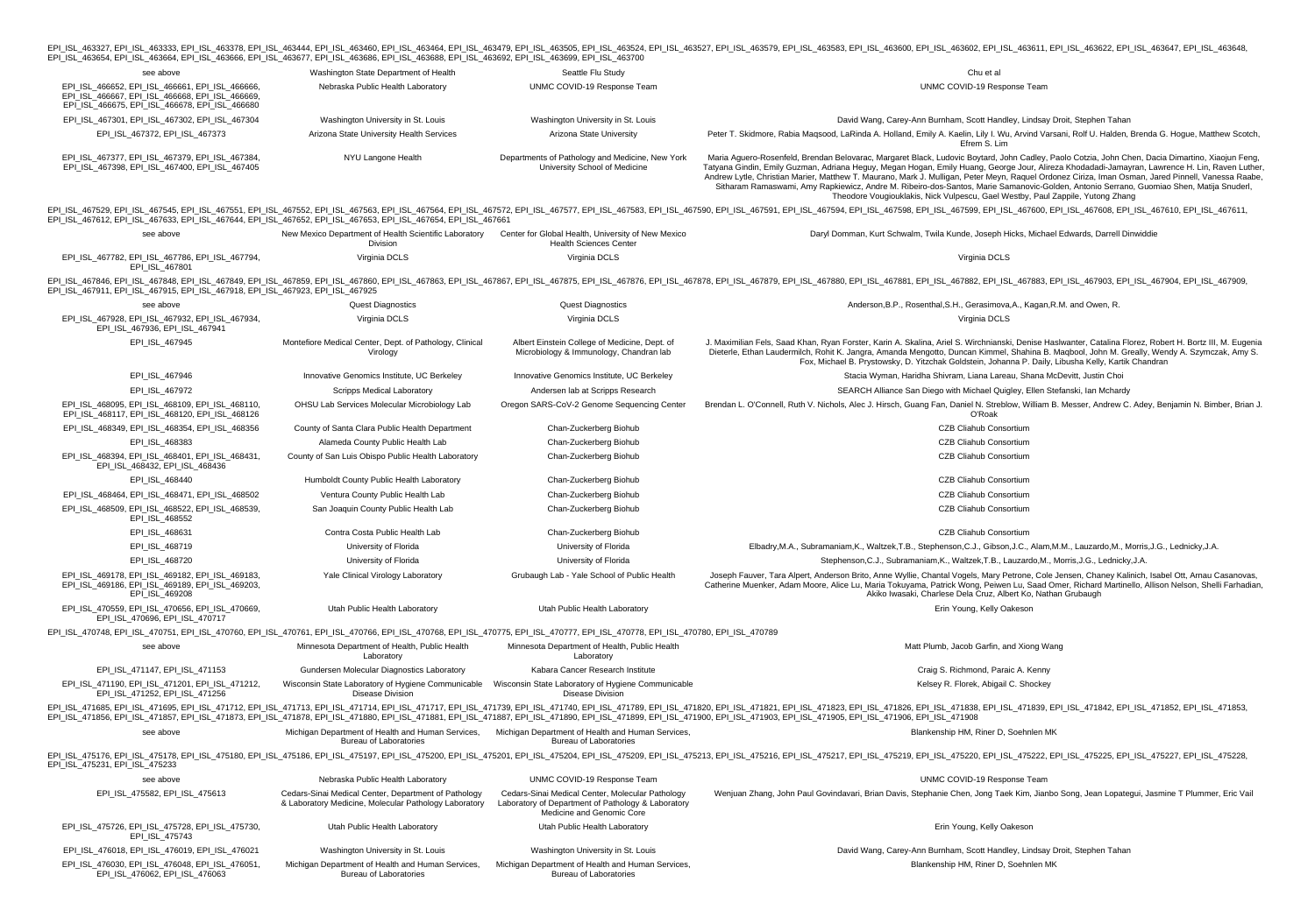EPI_ISL_463327, EPI_ISL_463333, EPI_ISL_463378, EPI_ISL_463444, EPI_ISL_463460, EPI_ISL_463464, EPI_ISL_463479, EPI_ISL_463505, EPI_ISL_463524, EPI_ISL_463527, EPI_ISL_463579, EPI_ISL_463583, EPI_ISL_463600, EPI_ISL_463602, EPI_ISL_463611, EPI_ISL_463622, EPI_ISL_463647, EPI_ISL_463648, EPI_ISL_463654, EPI_ISL_463664, EPI_ISL_463666, EPI_ISL_463677, EPI_ISL_463686, EPI_ISL_463688, EPI_ISL_463692, EPI_ISL_463699, EPI_ISL_463700

| | | | |
|---|---|---|---|
| see above | Washington State Department of Health | Seattle Flu Study | Chu et al |
| EPI_ISL_466652, EPI_ISL_466661, EPI_ISL_466666, EPI_ISL_466667, EPI_ISL_466668, EPI_ISL_466669, EPI_ISL_466675, EPI_ISL_466678, EPI_ISL_466680 | Nebraska Public Health Laboratory | UNMC COVID-19 Response Team | UNMC COVID-19 Response Team |
| EPI_ISL_467301, EPI_ISL_467302, EPI_ISL_467304 | Washington University in St. Louis | Washington University in St. Louis | David Wang, Carey-Ann Burnham, Scott Handley, Lindsay Droit, Stephen Tahan |
| EPI_ISL_467372, EPI_ISL_467373 | Arizona State University Health Services | Arizona State University | Peter T. Skidmore, Rabia Maqsood, LaRinda A. Holland, Emily A. Kaelin, Lily I. Wu, Arvind Varsani, Rolf U. Halden, Brenda G. Hogue, Matthew Scotch, Efrem S. Lim |
| EPI_ISL_467377, EPI_ISL_467379, EPI_ISL_467384, EPI_ISL_467398, EPI_ISL_467400, EPI_ISL_467405 | NYU Langone Health | Departments of Pathology and Medicine, New York University School of Medicine | Maria Aguero-Rosenfeld, Brendan Belovarac, Margaret Black, Ludovic Boytard, John Cadley, Paolo Cotzia, John Chen, Dacia Dimartino, Xiaojun Feng, Tatyana Gindin, Emily Guzman, Adriana Heguy, Megan Hogan, Emily Huang, George Jour, Alireza Khodadadi-Jamayran, Lawrence H. Lin, Raven Luther, Andrew Lytle, Christian Marier, Matthew T. Maurano, Mark J. Mulligan, Peter Meyn, Raquel Ordonez Ciriza, Iman Osman, Jared Pinnell, Vanessa Raabe, Sitharam Ramaswami, Amy Rapkiewicz, Andre M. Ribeiro-dos-Santos, Marie Samanovic-Golden, Antonio Serrano, Guomiao Shen, Matija Snuderl, Theodore Vougiouklakis, Nick Vulpescu, Gael Westby, Paul Zappile, Yutong Zhang |

EPI_ISL_467529, EPI_ISL_467545, EPI_ISL_467551, EPI_ISL_467552, EPI_ISL_467563, EPI_ISL_467564, EPI_ISL_467572, EPI_ISL_467577, EPI_ISL_467583, EPI_ISL_467590, EPI_ISL_467591, EPI_ISL_467594, EPI_ISL_467598, EPI_ISL_467599, EPI_ISL_467600, EPI_ISL_467608, EPI_ISL_467610, EPI_ISL_467611, EPI_ISL_467612, EPI_ISL_467633, EPI_ISL_467644, EPI_ISL_467652, EPI_ISL_467653, EPI_ISL_467654, EPI_ISL_467661

| | | | |
|---|---|---|---|
| see above | New Mexico Department of Health Scientific Laboratory Division | Center for Global Health, University of New Mexico Health Sciences Center | Daryl Domman, Kurt Schwalm, Twila Kunde, Joseph Hicks, Michael Edwards, Darrell Dinwiddie |
| EPI_ISL_467782, EPI_ISL_467786, EPI_ISL_467794, EPI_ISL_467801 | Virginia DCLS | Virginia DCLS | Virginia DCLS |

EPI_ISL_467846, EPI_ISL_467848, EPI_ISL_467849, EPI_ISL_467859, EPI_ISL_467860, EPI_ISL_467863, EPI_ISL_467867, EPI_ISL_467875, EPI_ISL_467876, EPI_ISL_467878, EPI_ISL_467879, EPI_ISL_467880, EPI_ISL_467881, EPI_ISL_467882, EPI_ISL_467883, EPI_ISL_467903, EPI_ISL_467904, EPI_ISL_467909, EPI_ISL_467911, EPI_ISL_467915, EPI_ISL_467918, EPI_ISL_467923, EPI_ISL_467925

| | | | |
|---|---|---|---|
| see above | Quest Diagnostics | Quest Diagnostics | Anderson,B.P., Rosenthal,S.H., Gerasimova,A., Kagan,R.M. and Owen, R. |
| EPI_ISL_467928, EPI_ISL_467932, EPI_ISL_467934, EPI_ISL_467936, EPI_ISL_467941 | Virginia DCLS | Virginia DCLS | Virginia DCLS |
| EPI_ISL_467945 | Montefiore Medical Center, Dept. of Pathology, Clinical Virology | Albert Einstein College of Medicine, Dept. of Microbiology & Immunology, Chandran lab | J. Maximilian Fels, Saad Khan, Ryan Forster, Karin A. Skalina, Ariel S. Wirchnianski, Denise Haslwanter, Catalina Florez, Robert H. Bortz III, M. Eugenia Dieterle, Ethan Laudermilch, Rohit K. Jangra, Amanda Mengotto, Duncan Kimmel, Shahina B. Maqbool, John M. Greally, Wendy A. Szymczak, Amy S. Fox, Michael B. Prystowsky, D. Yitzchak Goldstein, Johanna P. Daily, Libusha Kelly, Kartik Chandran |
| EPI_ISL_467946 | Innovative Genomics Institute, UC Berkeley | Innovative Genomics Institute, UC Berkeley | Stacia Wyman, Haridha Shivram, Liana Lareau, Shana McDevitt, Justin Choi |
| EPI_ISL_467972 | Scripps Medical Laboratory | Andersen lab at Scripps Research | SEARCH Alliance San Diego with Michael Quigley, Ellen Stefanski, Ian Mchardy |
| EPI_ISL_468095, EPI_ISL_468109, EPI_ISL_468110, EPI_ISL_468117, EPI_ISL_468120, EPI_ISL_468126 | OHSU Lab Services Molecular Microbiology Lab | Oregon SARS-CoV-2 Genome Sequencing Center | Brendan L. O'Connell, Ruth V. Nichols, Alec J. Hirsch, Guang Fan, Daniel N. Streblow, William B. Messer, Andrew C. Adey, Benjamin N. Bimber, Brian J. O'Roak |
| EPI_ISL_468349, EPI_ISL_468354, EPI_ISL_468356 | County of Santa Clara Public Health Department | Chan-Zuckerberg Biohub | CZB Cliahub Consortium |
| EPI_ISL_468383 | Alameda County Public Health Lab | Chan-Zuckerberg Biohub | CZB Cliahub Consortium |
| EPI_ISL_468394, EPI_ISL_468401, EPI_ISL_468431, EPI_ISL_468432, EPI_ISL_468436 | County of San Luis Obispo Public Health Laboratory | Chan-Zuckerberg Biohub | CZB Cliahub Consortium |
| EPI_ISL_468440 | Humboldt County Public Health Laboratory | Chan-Zuckerberg Biohub | CZB Cliahub Consortium |
| EPI_ISL_468464, EPI_ISL_468471, EPI_ISL_468502 | Ventura County Public Health Lab | Chan-Zuckerberg Biohub | CZB Cliahub Consortium |
| EPI_ISL_468509, EPI_ISL_468522, EPI_ISL_468539, EPI_ISL_468552 | San Joaquin County Public Health Lab | Chan-Zuckerberg Biohub | CZB Cliahub Consortium |
| EPI_ISL_468631 | Contra Costa Public Health Lab | Chan-Zuckerberg Biohub | CZB Cliahub Consortium |
| EPI_ISL_468719 | University of Florida | University of Florida | Elbadry,M.A., Subramaniam,K., Waltzek,T.B., Stephenson,C.J., Gibson,J.C., Alam,M.M., Lauzardo,M., Morris,J.G., Lednicky,J.A. |
| EPI_ISL_468720 | University of Florida | University of Florida | Stephenson,C.J., Subramaniam,K., Waltzek,T.B., Lauzardo,M., Morris,J.G., Lednicky,J.A. |
| EPI_ISL_469178, EPI_ISL_469182, EPI_ISL_469183, EPI_ISL_469186, EPI_ISL_469189, EPI_ISL_469203, EPI_ISL_469208 | Yale Clinical Virology Laboratory | Grubaugh Lab - Yale School of Public Health | Joseph Fauver, Tara Alpert, Anderson Brito, Anne Wyllie, Chantal Vogels, Mary Petrone, Cole Jensen, Chaney Kalinich, Isabel Ott, Arnau Casanovas, Catherine Muenker, Adam Moore, Alice Lu, Maria Tokuyama, Patrick Wong, Peiwen Lu, Saad Omer, Richard Martinello, Allison Nelson, Shelli Farhadian, Akiko Iwasaki, Charlese Dela Cruz, Albert Ko, Nathan Grubaugh |
| EPI_ISL_470559, EPI_ISL_470656, EPI_ISL_470669, EPI_ISL_470696, EPI_ISL_470717 | Utah Public Health Laboratory | Utah Public Health Laboratory | Erin Young, Kelly Oakeson |

EPI_ISL_470748, EPI_ISL_470751, EPI_ISL_470760, EPI_ISL_470761, EPI_ISL_470766, EPI_ISL_470768, EPI_ISL_470775, EPI_ISL_470777, EPI_ISL_470778, EPI_ISL_470780, EPI_ISL_470789

| | | | |
|---|---|---|---|
| see above | Minnesota Department of Health, Public Health Laboratory | Minnesota Department of Health, Public Health Laboratory | Matt Plumb, Jacob Garfin, and Xiong Wang |
| EPI_ISL_471147, EPI_ISL_471153 | Gundersen Molecular Diagnostics Laboratory | Kabara Cancer Research Institute | Craig S. Richmond, Paraic A. Kenny |
| EPI_ISL_471190, EPI_ISL_471201, EPI_ISL_471212, EPI_ISL_471252, EPI_ISL_471256 | Wisconsin State Laboratory of Hygiene Communicable Disease Division | Wisconsin State Laboratory of Hygiene Communicable Disease Division | Kelsey R. Florek, Abigail C. Shockey |

EPI_ISL_471685, EPI_ISL_471695, EPI_ISL_471712, EPI_ISL_471713, EPI_ISL_471714, EPI_ISL_471717, EPI_ISL_471739, EPI_ISL_471740, EPI_ISL_471789, EPI_ISL_471820, EPI_ISL_471821, EPI_ISL_471823, EPI_ISL_471826, EPI_ISL_471838, EPI_ISL_471839, EPI_ISL_471842, EPI_ISL_471852, EPI_ISL_471853, EPI_ISL_471856, EPI_ISL_471857, EPI_ISL_471873, EPI_ISL_471878, EPI_ISL_471880, EPI_ISL_471881, EPI_ISL_471887, EPI_ISL_471890, EPI_ISL_471899, EPI_ISL_471900, EPI_ISL_471903, EPI_ISL_471905, EPI_ISL_471906, EPI_ISL_471908

| | | | |
|---|---|---|---|
| see above | Michigan Department of Health and Human Services, Bureau of Laboratories | Michigan Department of Health and Human Services, Bureau of Laboratories | Blankenship HM, Riner D, Soehnlen MK |

EPI_ISL_475176, EPI_ISL_475178, EPI_ISL_475180, EPI_ISL_475186, EPI_ISL_475197, EPI_ISL_475200, EPI_ISL_475201, EPI_ISL_475204, EPI_ISL_475209, EPI_ISL_475213, EPI_ISL_475216, EPI_ISL_475217, EPI_ISL_475219, EPI_ISL_475220, EPI_ISL_475222, EPI_ISL_475225, EPI_ISL_475227, EPI_ISL_475228, EPI_ISL_475231, EPI_ISL_475233

| | | | |
|---|---|---|---|
| see above | Nebraska Public Health Laboratory | UNMC COVID-19 Response Team | UNMC COVID-19 Response Team |
| EPI_ISL_475582, EPI_ISL_475613 | Cedars-Sinai Medical Center, Department of Pathology & Laboratory Medicine, Molecular Pathology Laboratory | Cedars-Sinai Medical Center, Molecular Pathology Laboratory of Department of Pathology & Laboratory Medicine and Genomic Core | Wenjuan Zhang, John Paul Govindavari, Brian Davis, Stephanie Chen, Jong Taek Kim, Jianbo Song, Jean Lopategui, Jasmine T Plummer, Eric Vail |
| EPI_ISL_475726, EPI_ISL_475728, EPI_ISL_475730, EPI_ISL_475743 | Utah Public Health Laboratory | Utah Public Health Laboratory | Erin Young, Kelly Oakeson |
| EPI_ISL_476018, EPI_ISL_476019, EPI_ISL_476021 | Washington University in St. Louis | Washington University in St. Louis | David Wang, Carey-Ann Burnham, Scott Handley, Lindsay Droit, Stephen Tahan |
| EPI_ISL_476030, EPI_ISL_476048, EPI_ISL_476051, EPI_ISL_476062, EPI_ISL_476063 | Michigan Department of Health and Human Services, Bureau of Laboratories | Michigan Department of Health and Human Services, Bureau of Laboratories | Blankenship HM, Riner D, Soehnlen MK |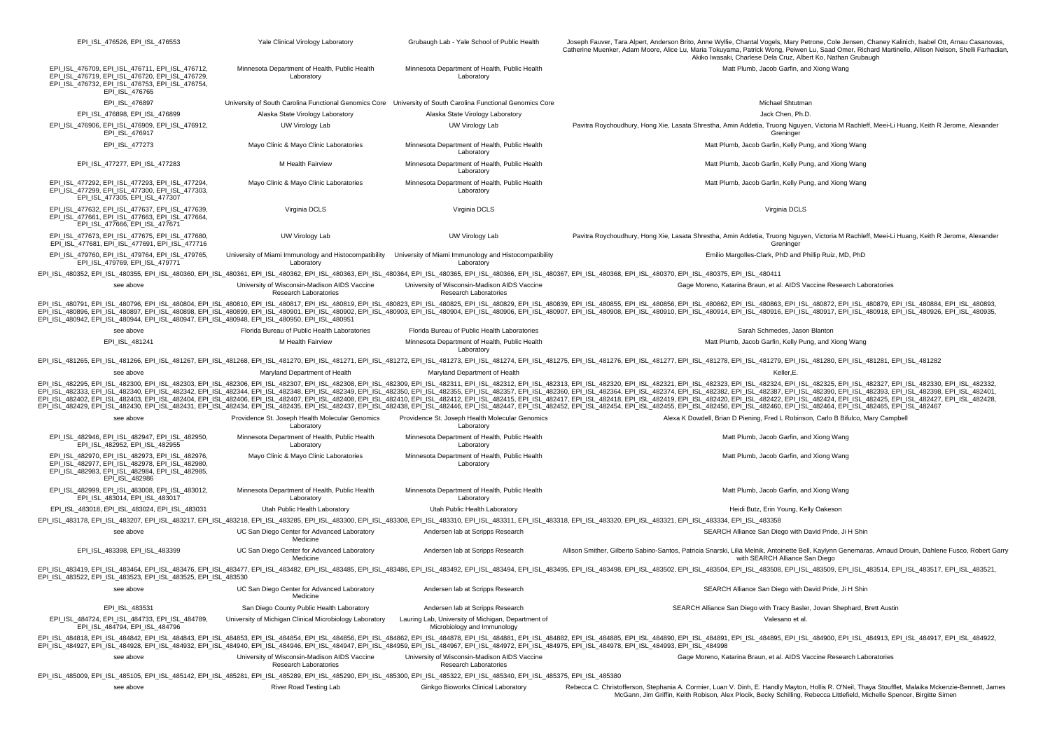| | | | |
|---|---|---|---|
| EPI_ISL_476526, EPI_ISL_476553 | Yale Clinical Virology Laboratory | Grubaugh Lab - Yale School of Public Health | Joseph Fauver, Tara Alpert, Anderson Brito, Anne Wyllie, Chantal Vogels, Mary Petrone, Cole Jensen, Chaney Kalinich, Isabel Ott, Arnau Casanovas, Catherine Muenker, Adam Moore, Alice Lu, Maria Tokuyama, Patrick Wong, Peiwen Lu, Saad Omer, Richard Martinello, Allison Nelson, Shelli Farhadian, Akiko Iwasaki, Charlese Dela Cruz, Albert Ko, Nathan Grubaugh |
| EPI_ISL_476709, EPI_ISL_476711, EPI_ISL_476712, EPI_ISL_476719, EPI_ISL_476720, EPI_ISL_476729, EPI_ISL_476732, EPI_ISL_476753, EPI_ISL_476754, EPI_ISL_476765 | Minnesota Department of Health, Public Health Laboratory | Minnesota Department of Health, Public Health Laboratory | Matt Plumb, Jacob Garfin, and Xiong Wang |
| EPI_ISL_476897 | University of South Carolina Functional Genomics Core | University of South Carolina Functional Genomics Core | Michael Shtutman |
| EPI_ISL_476898, EPI_ISL_476899 | Alaska State Virology Laboratory | Alaska State Virology Laboratory | Jack Chen, Ph.D. |
| EPI_ISL_476906, EPI_ISL_476909, EPI_ISL_476912, EPI_ISL_476917 | UW Virology Lab | UW Virology Lab | Pavitra Roychoudhury, Hong Xie, Lasata Shrestha, Amin Addetia, Truong Nguyen, Victoria M Rachleff, Meei-Li Huang, Keith R Jerome, Alexander Greninger |
| EPI_ISL_477273 | Mayo Clinic & Mayo Clinic Laboratories | Minnesota Department of Health, Public Health Laboratory | Matt Plumb, Jacob Garfin, Kelly Pung, and Xiong Wang |
| EPI_ISL_477277, EPI_ISL_477283 | M Health Fairview | Minnesota Department of Health, Public Health Laboratory | Matt Plumb, Jacob Garfin, Kelly Pung, and Xiong Wang |
| EPI_ISL_477292, EPI_ISL_477293, EPI_ISL_477294, EPI_ISL_477299, EPI_ISL_477300, EPI_ISL_477303, EPI_ISL_477305, EPI_ISL_477307 | Mayo Clinic & Mayo Clinic Laboratories | Minnesota Department of Health, Public Health Laboratory | Matt Plumb, Jacob Garfin, Kelly Pung, and Xiong Wang |
| EPI_ISL_477632, EPI_ISL_477637, EPI_ISL_477639, EPI_ISL_477661, EPI_ISL_477663, EPI_ISL_477664, EPI_ISL_477666, EPI_ISL_477671 | Virginia DCLS | Virginia DCLS | Virginia DCLS |
| EPI_ISL_477673, EPI_ISL_477675, EPI_ISL_477680, EPI_ISL_477681, EPI_ISL_477691, EPI_ISL_477716 | UW Virology Lab | UW Virology Lab | Pavitra Roychoudhury, Hong Xie, Lasata Shrestha, Amin Addetia, Truong Nguyen, Victoria M Rachleff, Meei-Li Huang, Keith R Jerome, Alexander Greninger |
| EPI_ISL_479760, EPI_ISL_479764, EPI_ISL_479765, EPI_ISL_479769, EPI_ISL_479771 | University of Miami Immunology and Histocompatibility Laboratory | University of Miami Immunology and Histocompatibility Laboratory | Emilio Margolles-Clark, PhD and Phillip Ruiz, MD, PhD |
| EPI_ISL_480352, EPI_ISL_480355, EPI_ISL_480360, EPI_ISL_480361, EPI_ISL_480362, EPI_ISL_480363, EPI_ISL_480364, EPI_ISL_480365, EPI_ISL_480366, EPI_ISL_480367, EPI_ISL_480368, EPI_ISL_480370, EPI_ISL_480375, EPI_ISL_480411 | | | |
| see above | University of Wisconsin-Madison AIDS Vaccine Research Laboratories | University of Wisconsin-Madison AIDS Vaccine Research Laboratories | Gage Moreno, Katarina Braun, et al. AIDS Vaccine Research Laboratories |
| EPI_ISL_480791, EPI_ISL_480796, EPI_ISL_480804, EPI_ISL_480810, EPI_ISL_480817, EPI_ISL_480819, EPI_ISL_480823, EPI_ISL_480825, EPI_ISL_480829, EPI_ISL_480839, EPI_ISL_480855, EPI_ISL_480856, EPI_ISL_480862, EPI_ISL_480863, EPI_ISL_480872, EPI_ISL_480879, EPI_ISL_480884, EPI_ISL_480893, EPI_ISL_480896, EPI_ISL_480897, EPI_ISL_480898, EPI_ISL_480899, EPI_ISL_480901, EPI_ISL_480902, EPI_ISL_480903, EPI_ISL_480904, EPI_ISL_480906, EPI_ISL_480907, EPI_ISL_480908, EPI_ISL_480910, EPI_ISL_480914, EPI_ISL_480916, EPI_ISL_480917, EPI_ISL_480918, EPI_ISL_480926, EPI_ISL_480935, EPI_ISL_480942, EPI_ISL_480944, EPI_ISL_480947, EPI_ISL_480948, EPI_ISL_480950, EPI_ISL_480951 | | | |
| see above | Florida Bureau of Public Health Laboratories | Florida Bureau of Public Health Laboratories | Sarah Schmedes, Jason Blanton |
| EPI_ISL_481241 | M Health Fairview | Minnesota Department of Health, Public Health Laboratory | Matt Plumb, Jacob Garfin, Kelly Pung, and Xiong Wang |
| EPI_ISL_481265, EPI_ISL_481266, EPI_ISL_481267, EPI_ISL_481268, EPI_ISL_481270, EPI_ISL_481271, EPI_ISL_481272, EPI_ISL_481273, EPI_ISL_481274, EPI_ISL_481275, EPI_ISL_481276, EPI_ISL_481277, EPI_ISL_481278, EPI_ISL_481279, EPI_ISL_481280, EPI_ISL_481281, EPI_ISL_481282 | | | |
| see above | Maryland Department of Health | Maryland Department of Health | Keller,E. |
| EPI_ISL_482295, EPI_ISL_482300, EPI_ISL_482303, EPI_ISL_482306, EPI_ISL_482307, EPI_ISL_482308, EPI_ISL_482309, EPI_ISL_482311, EPI_ISL_482312, EPI_ISL_482313, EPI_ISL_482320, EPI_ISL_482321, EPI_ISL_482323, EPI_ISL_482324, EPI_ISL_482325, EPI_ISL_482327, EPI_ISL_482330, EPI_ISL_482332, EPI_ISL_482333, EPI_ISL_482340, EPI_ISL_482342, EPI_ISL_482344, EPI_ISL_482348, EPI_ISL_482349, EPI_ISL_482350, EPI_ISL_482355, EPI_ISL_482357, EPI_ISL_482360, EPI_ISL_482364, EPI_ISL_482374, EPI_ISL_482382, EPI_ISL_482387, EPI_ISL_482390, EPI_ISL_482393, EPI_ISL_482398, EPI_ISL_482401, EPI_ISL_482402, EPI_ISL_482403, EPI_ISL_482404, EPI_ISL_482406, EPI_ISL_482407, EPI_ISL_482408, EPI_ISL_482410, EPI_ISL_482412, EPI_ISL_482415, EPI_ISL_482417, EPI_ISL_482418, EPI_ISL_482419, EPI_ISL_482420, EPI_ISL_482422, EPI_ISL_482424, EPI_ISL_482425, EPI_ISL_482427, EPI_ISL_482428, EPI_ISL_482429, EPI_ISL_482430, EPI_ISL_482431, EPI_ISL_482434, EPI_ISL_482435, EPI_ISL_482437, EPI_ISL_482438, EPI_ISL_482446, EPI_ISL_482447, EPI_ISL_482452, EPI_ISL_482454, EPI_ISL_482455, EPI_ISL_482456, EPI_ISL_482460, EPI_ISL_482464, EPI_ISL_482465, EPI_ISL_482467 | | | |
| see above | Providence St. Joseph Health Molecular Genomics Laboratory | Providence St. Joseph Health Molecular Genomics Laboratory | Alexa K Dowdell, Brian D Piening, Fred L Robinson, Carlo B Bifulco, Mary Campbell |
| EPI_ISL_482946, EPI_ISL_482947, EPI_ISL_482950, EPI_ISL_482952, EPI_ISL_482955 | Minnesota Department of Health, Public Health Laboratory | Minnesota Department of Health, Public Health Laboratory | Matt Plumb, Jacob Garfin, and Xiong Wang |
| EPI_ISL_482970, EPI_ISL_482973, EPI_ISL_482976, EPI_ISL_482977, EPI_ISL_482978, EPI_ISL_482980, EPI_ISL_482983, EPI_ISL_482984, EPI_ISL_482985, EPI_ISL_482986 | Mayo Clinic & Mayo Clinic Laboratories | Minnesota Department of Health, Public Health Laboratory | Matt Plumb, Jacob Garfin, and Xiong Wang |
| EPI_ISL_482999, EPI_ISL_483008, EPI_ISL_483012, EPI_ISL_483014, EPI_ISL_483017 | Minnesota Department of Health, Public Health Laboratory | Minnesota Department of Health, Public Health Laboratory | Matt Plumb, Jacob Garfin, and Xiong Wang |
| EPI_ISL_483018, EPI_ISL_483024, EPI_ISL_483031 | Utah Public Health Laboratory | Utah Public Health Laboratory | Heidi Butz, Erin Young, Kelly Oakeson |
| EPI_ISL_483178, EPI_ISL_483207, EPI_ISL_483217, EPI_ISL_483218, EPI_ISL_483285, EPI_ISL_483300, EPI_ISL_483308, EPI_ISL_483310, EPI_ISL_483311, EPI_ISL_483318, EPI_ISL_483320, EPI_ISL_483321, EPI_ISL_483334, EPI_ISL_483358 | | | |
| see above | UC San Diego Center for Advanced Laboratory Medicine | Andersen lab at Scripps Research | SEARCH Alliance San Diego with David Pride, Ji H Shin |
| EPI_ISL_483398, EPI_ISL_483399 | UC San Diego Center for Advanced Laboratory Medicine | Andersen lab at Scripps Research | Allison Smither, Gilberto Sabino-Santos, Patricia Snarski, Lilia Melnik, Antoinette Bell, Kaylynn Genemaras, Arnaud Drouin, Dahlene Fusco, Robert Garry with SEARCH Alliance San Diego |
| EPI_ISL_483419, EPI_ISL_483464, EPI_ISL_483476, EPI_ISL_483477, EPI_ISL_483482, EPI_ISL_483485, EPI_ISL_483486, EPI_ISL_483492, EPI_ISL_483494, EPI_ISL_483495, EPI_ISL_483498, EPI_ISL_483502, EPI_ISL_483504, EPI_ISL_483508, EPI_ISL_483509, EPI_ISL_483514, EPI_ISL_483517, EPI_ISL_483521, EPI_ISL_483522, EPI_ISL_483523, EPI_ISL_483525, EPI_ISL_483530 | | | |
| see above | UC San Diego Center for Advanced Laboratory Medicine | Andersen lab at Scripps Research | SEARCH Alliance San Diego with David Pride, Ji H Shin |
| EPI_ISL_483531 | San Diego County Public Health Laboratory | Andersen lab at Scripps Research | SEARCH Alliance San Diego with Tracy Basler, Jovan Shephard, Brett Austin |
| EPI_ISL_484724, EPI_ISL_484733, EPI_ISL_484789, EPI_ISL_484794, EPI_ISL_484796 | University of Michigan Clinical Microbiology Laboratory | Lauring Lab, University of Michigan, Department of Microbiology and Immunology | Valesano et al. |
| EPI_ISL_484818, EPI_ISL_484842, EPI_ISL_484843, EPI_ISL_484853, EPI_ISL_484854, EPI_ISL_484856, EPI_ISL_484862, EPI_ISL_484878, EPI_ISL_484881, EPI_ISL_484882, EPI_ISL_484885, EPI_ISL_484890, EPI_ISL_484891, EPI_ISL_484895, EPI_ISL_484900, EPI_ISL_484913, EPI_ISL_484917, EPI_ISL_484922, EPI_ISL_484927, EPI_ISL_484928, EPI_ISL_484932, EPI_ISL_484940, EPI_ISL_484946, EPI_ISL_484947, EPI_ISL_484959, EPI_ISL_484967, EPI_ISL_484972, EPI_ISL_484975, EPI_ISL_484978, EPI_ISL_484993, EPI_ISL_484998 | | | |
| see above | University of Wisconsin-Madison AIDS Vaccine Research Laboratories | University of Wisconsin-Madison AIDS Vaccine Research Laboratories | Gage Moreno, Katarina Braun, et al. AIDS Vaccine Research Laboratories |
| EPI_ISL_485009, EPI_ISL_485105, EPI_ISL_485142, EPI_ISL_485281, EPI_ISL_485289, EPI_ISL_485290, EPI_ISL_485300, EPI_ISL_485322, EPI_ISL_485340, EPI_ISL_485375, EPI_ISL_485380 | | | |
| see above | River Road Testing Lab | Ginkgo Bioworks Clinical Laboratory | Rebecca C. Christofferson, Stephania A. Cormier, Luan V. Dinh, E. Handly Mayton, Hollis R. O'Neil, Thaya Stoufflet, Malaika Mckenzie-Bennett, James McGann, Jim Griffin, Keith Robison, Alex Plocik, Becky Schilling, Rebecca Littlefield, Michelle Spencer, Birgitte Simen |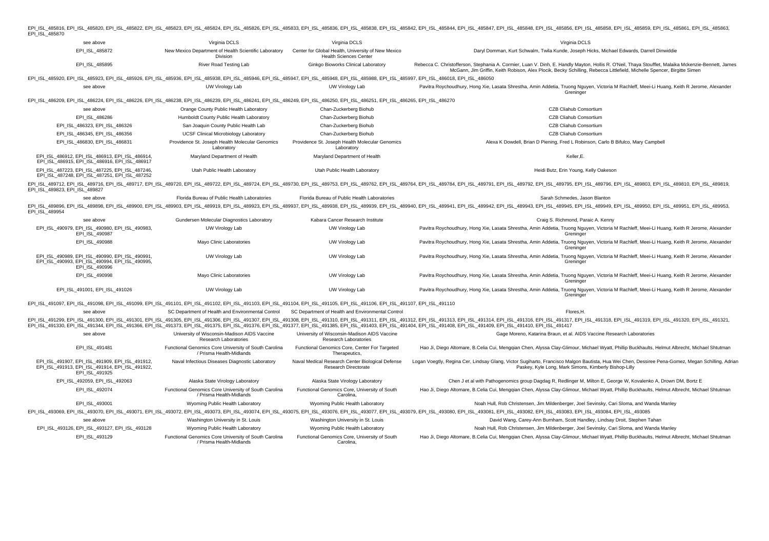| | | | |
|---|---|---|---|
| EPI_ISL_485816, EPI_ISL_485820, EPI_ISL_485822, EPI_ISL_485823, EPI_ISL_485824, EPI_ISL_485826, EPI_ISL_485833, EPI_ISL_485836, EPI_ISL_485838, EPI_ISL_485842, EPI_ISL_485844, EPI_ISL_485847, EPI_ISL_485848, EPI_ISL_485856, EPI_ISL_485858, EPI_ISL_485859, EPI_ISL_485861, EPI_ISL_485863, EPI_ISL_485870 | | | |
| see above | Virginia DCLS | Virginia DCLS | Virginia DCLS |
| EPI_ISL_485872 | New Mexico Department of Health Scientific Laboratory Division | Center for Global Health, University of New Mexico Health Sciences Center | Daryl Domman, Kurt Schwalm, Twila Kunde, Joseph Hicks, Michael Edwards, Darrell Dinwiddie |
| EPI_ISL_485895 | River Road Testing Lab | Ginkgo Bioworks Clinical Laboratory | Rebecca C. Christofferson, Stephania A. Cormier, Luan V. Dinh, E. Handly Mayton, Hollis R. O'Neil, Thaya Stoufflet, Malaika Mckenzie-Bennett, James McGann, Jim Griffin, Keith Robison, Alex Plocik, Becky Schilling, Rebecca Littlefield, Michelle Spencer, Birgitte Simen |
| EPI_ISL_485920, EPI_ISL_485923, EPI_ISL_485926, EPI_ISL_485936, EPI_ISL_485938, EPI_ISL_485946, EPI_ISL_485947, EPI_ISL_485948, EPI_ISL_485988, EPI_ISL_485997, EPI_ISL_486018, EPI_ISL_486050 | | | |
| see above | UW Virology Lab | UW Virology Lab | Pavitra Roychoudhury, Hong Xie, Lasata Shrestha, Amin Addetia, Truong Nguyen, Victoria M Rachleff, Meei-Li Huang, Keith R Jerome, Alexander Greninger |
| EPI_ISL_486209, EPI_ISL_486224, EPI_ISL_486226, EPI_ISL_486238, EPI_ISL_486239, EPI_ISL_486241, EPI_ISL_486249, EPI_ISL_486250, EPI_ISL_486251, EPI_ISL_486265, EPI_ISL_486270 | | | |
| see above | Orange County Public Health Laboratory | Chan-Zuckerberg Biohub | CZB Cliahub Consortium |
| EPI_ISL_486286 | Humboldt County Public Health Laboratory | Chan-Zuckerberg Biohub | CZB Cliahub Consortium |
| EPI_ISL_486323, EPI_ISL_486326 | San Joaquin County Public Health Lab | Chan-Zuckerberg Biohub | CZB Cliahub Consortium |
| EPI_ISL_486345, EPI_ISL_486356 | UCSF Clinical Microbiology Laboratory | Chan-Zuckerberg Biohub | CZB Cliahub Consortium |
| EPI_ISL_486830, EPI_ISL_486831 | Providence St. Joseph Health Molecular Genomics Laboratory | Providence St. Joseph Health Molecular Genomics Laboratory | Alexa K Dowdell, Brian D Piening, Fred L Robinson, Carlo B Bifulco, Mary Campbell |
| EPI_ISL_486912, EPI_ISL_486913, EPI_ISL_486914, EPI_ISL_486915, EPI_ISL_486916, EPI_ISL_486917 | Maryland Department of Health | Maryland Department of Health | Keller,E. |
| EPI_ISL_487223, EPI_ISL_487225, EPI_ISL_487246, EPI_ISL_487248, EPI_ISL_487251, EPI_ISL_487252 | Utah Public Health Laboratory | Utah Public Health Laboratory | Heidi Butz, Erin Young, Kelly Oakeson |
| EPI_ISL_489712, EPI_ISL_489716, EPI_ISL_489717, EPI_ISL_489720, EPI_ISL_489722, EPI_ISL_489724, EPI_ISL_489730, EPI_ISL_489753, EPI_ISL_489762, EPI_ISL_489764, EPI_ISL_489784, EPI_ISL_489791, EPI_ISL_489792, EPI_ISL_489795, EPI_ISL_489796, EPI_ISL_489803, EPI_ISL_489810, EPI_ISL_489819, EPI_ISL_489823, EPI_ISL_489827 | | | |
| see above | Florida Bureau of Public Health Laboratories | Florida Bureau of Public Health Laboratories | Sarah Schmedes, Jason Blanton |
| EPI_ISL_489896, EPI_ISL_489898, EPI_ISL_489900, EPI_ISL_489903, EPI_ISL_489919, EPI_ISL_489923, EPI_ISL_489937, EPI_ISL_489938, EPI_ISL_489939, EPI_ISL_489940, EPI_ISL_489941, EPI_ISL_489942, EPI_ISL_489943, EPI_ISL_489945, EPI_ISL_489949, EPI_ISL_489950, EPI_ISL_489951, EPI_ISL_489953, EPI_ISL_489954 | | | |
| see above | Gundersen Molecular Diagnostics Laboratory | Kabara Cancer Research Institute | Craig S. Richmond, Paraic A. Kenny |
| EPI_ISL_490979, EPI_ISL_490980, EPI_ISL_490983, EPI_ISL_490987 | UW Virology Lab | UW Virology Lab | Pavitra Roychoudhury, Hong Xie, Lasata Shrestha, Amin Addetia, Truong Nguyen, Victoria M Rachleff, Meei-Li Huang, Keith R Jerome, Alexander Greninger |
| EPI_ISL_490988 | Mayo Clinic Laboratories | UW Virology Lab | Pavitra Roychoudhury, Hong Xie, Lasata Shrestha, Amin Addetia, Truong Nguyen, Victoria M Rachleff, Meei-Li Huang, Keith R Jerome, Alexander Greninger |
| EPI_ISL_490989, EPI_ISL_490990, EPI_ISL_490991, EPI_ISL_490993, EPI_ISL_490994, EPI_ISL_490995, EPI_ISL_490996 | UW Virology Lab | UW Virology Lab | Pavitra Roychoudhury, Hong Xie, Lasata Shrestha, Amin Addetia, Truong Nguyen, Victoria M Rachleff, Meei-Li Huang, Keith R Jerome, Alexander Greninger |
| EPI_ISL_490998 | Mayo Clinic Laboratories | UW Virology Lab | Pavitra Roychoudhury, Hong Xie, Lasata Shrestha, Amin Addetia, Truong Nguyen, Victoria M Rachleff, Meei-Li Huang, Keith R Jerome, Alexander Greninger |
| EPI_ISL_491001, EPI_ISL_491026 | UW Virology Lab | UW Virology Lab | Pavitra Roychoudhury, Hong Xie, Lasata Shrestha, Amin Addetia, Truong Nguyen, Victoria M Rachleff, Meei-Li Huang, Keith R Jerome, Alexander Greninger |
| EPI_ISL_491097, EPI_ISL_491098, EPI_ISL_491099, EPI_ISL_491101, EPI_ISL_491102, EPI_ISL_491103, EPI_ISL_491104, EPI_ISL_491105, EPI_ISL_491106, EPI_ISL_491107, EPI_ISL_491110 | | | |
| see above | SC Department of Health and Environmental Control | SC Department of Health and Environmental Control | Flores,H. |
| EPI_ISL_491299, EPI_ISL_491300, EPI_ISL_491301, EPI_ISL_491305, EPI_ISL_491306, EPI_ISL_491307, EPI_ISL_491308, EPI_ISL_491310, EPI_ISL_491311, EPI_ISL_491312, EPI_ISL_491313, EPI_ISL_491314, EPI_ISL_491316, EPI_ISL_491317, EPI_ISL_491318, EPI_ISL_491319, EPI_ISL_491320, EPI_ISL_491321, EPI_ISL_491330, EPI_ISL_491344, EPI_ISL_491366, EPI_ISL_491373, EPI_ISL_491375, EPI_ISL_491376, EPI_ISL_491377, EPI_ISL_491385, EPI_ISL_491403, EPI_ISL_491404, EPI_ISL_491408, EPI_ISL_491409, EPI_ISL_491410, EPI_ISL_491417 | | | |
| see above | University of Wisconsin-Madison AIDS Vaccine Research Laboratories | University of Wisconsin-Madison AIDS Vaccine Research Laboratories | Gage Moreno, Katarina Braun, et al. AIDS Vaccine Research Laboratories |
| EPI_ISL_491481 | Functional Genomics Core University of South Carolina / Prisma Health-Midlands | Functional Genomics Core, Center For Targeted Therapeutics, | Hao Ji, Diego Altomare, B.Celia Cui, Mengqian Chen, Alyssa Clay-Glimour, Michael Wyatt, Phillip Buckhaults, Helmut Albrecht, Michael Shtutman |
| EPI_ISL_491907, EPI_ISL_491909, EPI_ISL_491912, EPI_ISL_491913, EPI_ISL_491914, EPI_ISL_491922, EPI_ISL_491925 | Naval Infectious Diseases Diagnostic Laboratory | Naval Medical Research Center Biological Defense Research Directorate | Logan Voegtly, Regina Cer, Lindsay Glang, Victor Sugiharto, Francisco Malgon Bautista, Hua Wei Chen, Dessiree Pena-Gomez, Megan Schilling, Adrian Paskey, Kyle Long, Mark Simons, Kimberly Bishop-Lilly |
| EPI_ISL_492059, EPI_ISL_492063 | Alaska State Virology Laboratory | Alaska State Virology Laboratory | Chen J et al with Pathogenomics group Dagdag R, Redlinger M, Milton E, George W, Kovalenko A, Drown DM, Bortz E |
| EPI_ISL_492074 | Functional Genomics Core University of South Carolina / Prisma Health-Midlands | Functional Genomics Core, University of South Carolina, | Hao Ji, Diego Altomare, B.Celia Cui, Mengqian Chen, Alyssa Clay-Glimour, Michael Wyatt, Phillip Buckhaults, Helmut Albrecht, Michael Shtutman |
| EPI_ISL_493001 | Wyoming Public Health Laboratory | Wyoming Public Health Laboratory | Noah Hull, Rob Christensen, Jim Mildenberger, Joel Sevinsky, Cari Sloma, and Wanda Manley |
| EPI_ISL_493069, EPI_ISL_493070, EPI_ISL_493071, EPI_ISL_493072, EPI_ISL_493073, EPI_ISL_493074, EPI_ISL_493075, EPI_ISL_493076, EPI_ISL_493077, EPI_ISL_493079, EPI_ISL_493080, EPI_ISL_493081, EPI_ISL_493082, EPI_ISL_493083, EPI_ISL_493084, EPI_ISL_493085 | | | |
| see above | Washington University in St. Louis | Washington University in St. Louis | David Wang, Carey-Ann Burnham, Scott Handley, Lindsay Droit, Stephen Tahan |
| EPI_ISL_493126, EPI_ISL_493127, EPI_ISL_493128 | Wyoming Public Health Laboratory | Wyoming Public Health Laboratory | Noah Hull, Rob Christensen, Jim Mildenberger, Joel Sevinsky, Cari Sloma, and Wanda Manley |
| EPI_ISL_493129 | Functional Genomics Core University of South Carolina / Prisma Health-Midlands | Functional Genomics Core, University of South Carolina, | Hao Ji, Diego Altomare, B.Celia Cui, Mengqian Chen, Alyssa Clay-Glimour, Michael Wyatt, Phillip Buckhaults, Helmut Albrecht, Michael Shtutman |